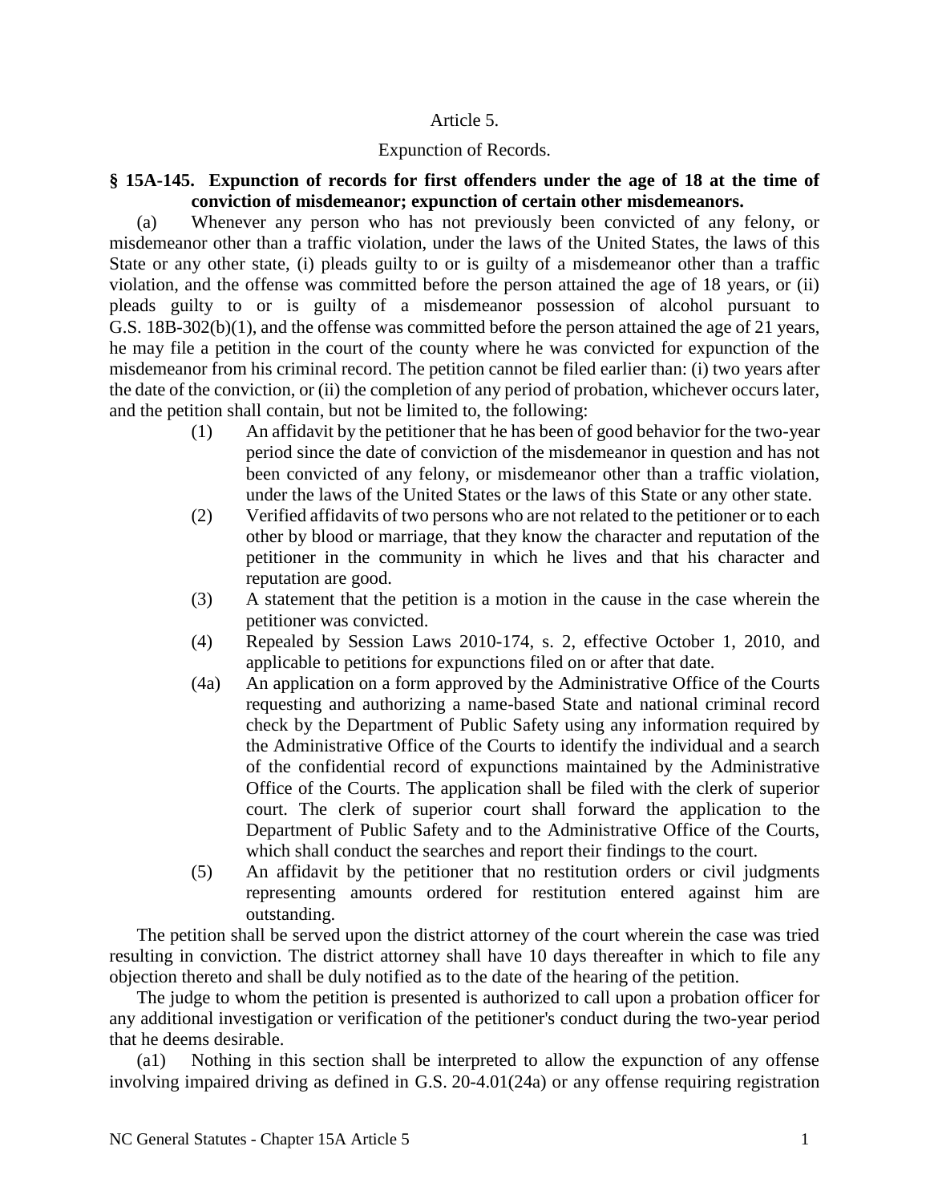# Article 5.

## Expunction of Records.

**§ 15A-145. Expunction of records for first offenders under the age of 18 at the time of conviction of misdemeanor; expunction of certain other misdemeanors.**

(a) Whenever any person who has not previously been convicted of any felony, or misdemeanor other than a traffic violation, under the laws of the United States, the laws of this State or any other state, (i) pleads guilty to or is guilty of a misdemeanor other than a traffic violation, and the offense was committed before the person attained the age of 18 years, or (ii) pleads guilty to or is guilty of a misdemeanor possession of alcohol pursuant to G.S. 18B-302(b)(1), and the offense was committed before the person attained the age of 21 years, he may file a petition in the court of the county where he was convicted for expunction of the misdemeanor from his criminal record. The petition cannot be filed earlier than: (i) two years after the date of the conviction, or (ii) the completion of any period of probation, whichever occurs later, and the petition shall contain, but not be limited to, the following:

- (1) An affidavit by the petitioner that he has been of good behavior for the two-year period since the date of conviction of the misdemeanor in question and has not been convicted of any felony, or misdemeanor other than a traffic violation, under the laws of the United States or the laws of this State or any other state.
- (2) Verified affidavits of two persons who are not related to the petitioner or to each other by blood or marriage, that they know the character and reputation of the petitioner in the community in which he lives and that his character and reputation are good.
- (3) A statement that the petition is a motion in the cause in the case wherein the petitioner was convicted.
- (4) Repealed by Session Laws 2010-174, s. 2, effective October 1, 2010, and applicable to petitions for expunctions filed on or after that date.
- (4a) An application on a form approved by the Administrative Office of the Courts requesting and authorizing a name-based State and national criminal record check by the Department of Public Safety using any information required by the Administrative Office of the Courts to identify the individual and a search of the confidential record of expunctions maintained by the Administrative Office of the Courts. The application shall be filed with the clerk of superior court. The clerk of superior court shall forward the application to the Department of Public Safety and to the Administrative Office of the Courts, which shall conduct the searches and report their findings to the court.
- (5) An affidavit by the petitioner that no restitution orders or civil judgments representing amounts ordered for restitution entered against him are outstanding.

The petition shall be served upon the district attorney of the court wherein the case was tried resulting in conviction. The district attorney shall have 10 days thereafter in which to file any objection thereto and shall be duly notified as to the date of the hearing of the petition.

The judge to whom the petition is presented is authorized to call upon a probation officer for any additional investigation or verification of the petitioner's conduct during the two-year period that he deems desirable.

(a1) Nothing in this section shall be interpreted to allow the expunction of any offense involving impaired driving as defined in G.S. 20-4.01(24a) or any offense requiring registration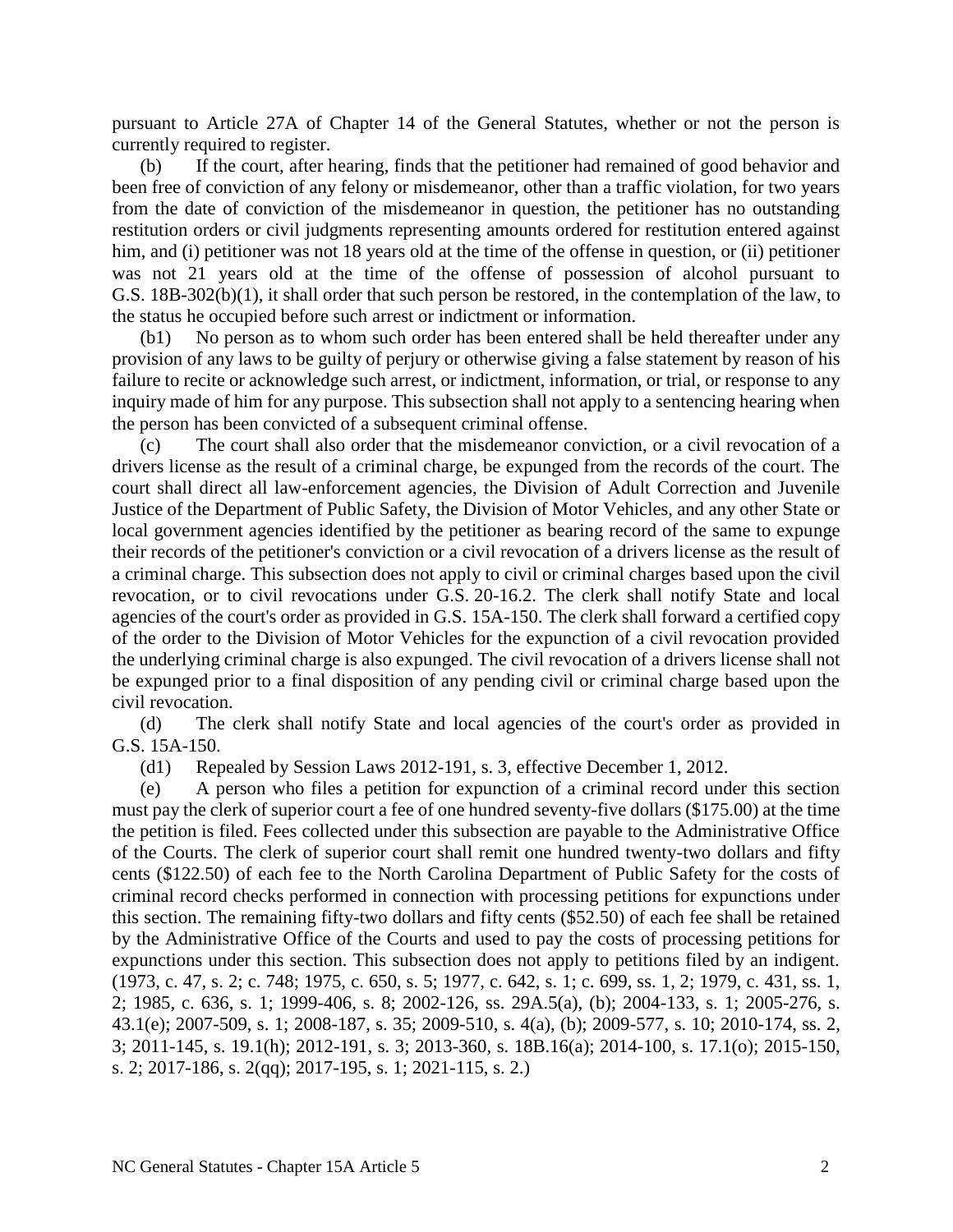pursuant to Article 27A of Chapter 14 of the General Statutes, whether or not the person is currently required to register.

(b) If the court, after hearing, finds that the petitioner had remained of good behavior and been free of conviction of any felony or misdemeanor, other than a traffic violation, for two years from the date of conviction of the misdemeanor in question, the petitioner has no outstanding restitution orders or civil judgments representing amounts ordered for restitution entered against him, and (i) petitioner was not 18 years old at the time of the offense in question, or (ii) petitioner was not 21 years old at the time of the offense of possession of alcohol pursuant to G.S. 18B-302(b)(1), it shall order that such person be restored, in the contemplation of the law, to the status he occupied before such arrest or indictment or information.

(b1) No person as to whom such order has been entered shall be held thereafter under any provision of any laws to be guilty of perjury or otherwise giving a false statement by reason of his failure to recite or acknowledge such arrest, or indictment, information, or trial, or response to any inquiry made of him for any purpose. This subsection shall not apply to a sentencing hearing when the person has been convicted of a subsequent criminal offense.

(c) The court shall also order that the misdemeanor conviction, or a civil revocation of a drivers license as the result of a criminal charge, be expunged from the records of the court. The court shall direct all law-enforcement agencies, the Division of Adult Correction and Juvenile Justice of the Department of Public Safety, the Division of Motor Vehicles, and any other State or local government agencies identified by the petitioner as bearing record of the same to expunge their records of the petitioner's conviction or a civil revocation of a drivers license as the result of a criminal charge. This subsection does not apply to civil or criminal charges based upon the civil revocation, or to civil revocations under G.S. 20-16.2. The clerk shall notify State and local agencies of the court's order as provided in G.S. 15A-150. The clerk shall forward a certified copy of the order to the Division of Motor Vehicles for the expunction of a civil revocation provided the underlying criminal charge is also expunged. The civil revocation of a drivers license shall not be expunged prior to a final disposition of any pending civil or criminal charge based upon the civil revocation.

(d) The clerk shall notify State and local agencies of the court's order as provided in G.S. 15A-150.

(d1) Repealed by Session Laws 2012-191, s. 3, effective December 1, 2012.

(e) A person who files a petition for expunction of a criminal record under this section must pay the clerk of superior court a fee of one hundred seventy-five dollars ($175.00) at the time the petition is filed. Fees collected under this subsection are payable to the Administrative Office of the Courts. The clerk of superior court shall remit one hundred twenty-two dollars and fifty cents ($122.50) of each fee to the North Carolina Department of Public Safety for the costs of criminal record checks performed in connection with processing petitions for expunctions under this section. The remaining fifty-two dollars and fifty cents ($52.50) of each fee shall be retained by the Administrative Office of the Courts and used to pay the costs of processing petitions for expunctions under this section. This subsection does not apply to petitions filed by an indigent. (1973, c. 47, s. 2; c. 748; 1975, c. 650, s. 5; 1977, c. 642, s. 1; c. 699, ss. 1, 2; 1979, c. 431, ss. 1, 2; 1985, c. 636, s. 1; 1999-406, s. 8; 2002-126, ss. 29A.5(a), (b); 2004-133, s. 1; 2005-276, s. 43.1(e); 2007-509, s. 1; 2008-187, s. 35; 2009-510, s. 4(a), (b); 2009-577, s. 10; 2010-174, ss. 2, 3; 2011-145, s. 19.1(h); 2012-191, s. 3; 2013-360, s. 18B.16(a); 2014-100, s. 17.1(o); 2015-150, s. 2; 2017-186, s. 2(qq); 2017-195, s. 1; 2021-115, s. 2.)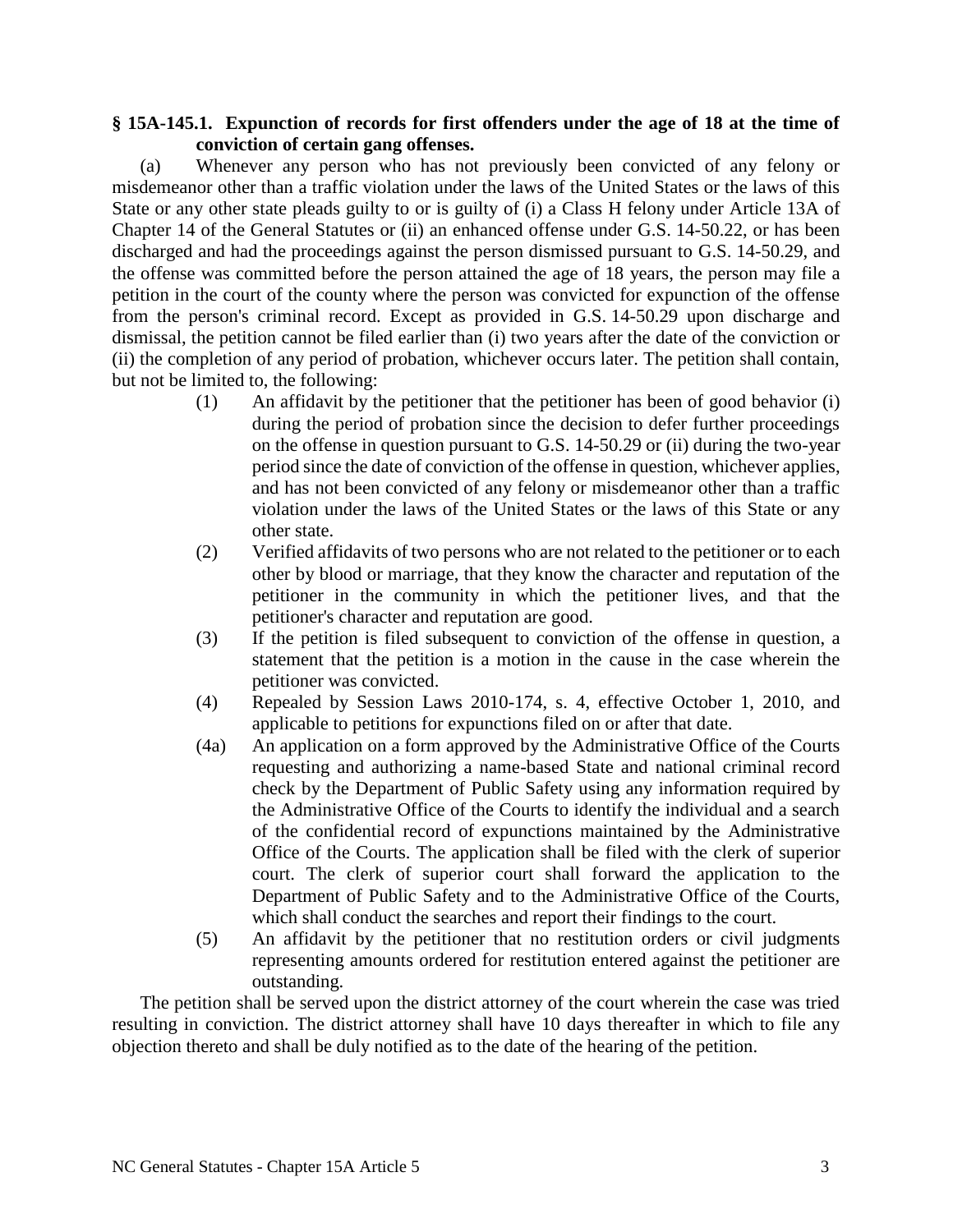**§ 15A-145.1. Expunction of records for first offenders under the age of 18 at the time of conviction of certain gang offenses.**

(a) Whenever any person who has not previously been convicted of any felony or misdemeanor other than a traffic violation under the laws of the United States or the laws of this State or any other state pleads guilty to or is guilty of (i) a Class H felony under Article 13A of Chapter 14 of the General Statutes or (ii) an enhanced offense under G.S. 14-50.22, or has been discharged and had the proceedings against the person dismissed pursuant to G.S. 14-50.29, and the offense was committed before the person attained the age of 18 years, the person may file a petition in the court of the county where the person was convicted for expunction of the offense from the person's criminal record. Except as provided in G.S. 14-50.29 upon discharge and dismissal, the petition cannot be filed earlier than (i) two years after the date of the conviction or (ii) the completion of any period of probation, whichever occurs later. The petition shall contain, but not be limited to, the following:

(1) An affidavit by the petitioner that the petitioner has been of good behavior (i) during the period of probation since the decision to defer further proceedings on the offense in question pursuant to G.S. 14-50.29 or (ii) during the two-year period since the date of conviction of the offense in question, whichever applies, and has not been convicted of any felony or misdemeanor other than a traffic violation under the laws of the United States or the laws of this State or any other state.

(2) Verified affidavits of two persons who are not related to the petitioner or to each other by blood or marriage, that they know the character and reputation of the petitioner in the community in which the petitioner lives, and that the petitioner's character and reputation are good.

(3) If the petition is filed subsequent to conviction of the offense in question, a statement that the petition is a motion in the cause in the case wherein the petitioner was convicted.

(4) Repealed by Session Laws 2010-174, s. 4, effective October 1, 2010, and applicable to petitions for expunctions filed on or after that date.

(4a) An application on a form approved by the Administrative Office of the Courts requesting and authorizing a name-based State and national criminal record check by the Department of Public Safety using any information required by the Administrative Office of the Courts to identify the individual and a search of the confidential record of expunctions maintained by the Administrative Office of the Courts. The application shall be filed with the clerk of superior court. The clerk of superior court shall forward the application to the Department of Public Safety and to the Administrative Office of the Courts, which shall conduct the searches and report their findings to the court.

(5) An affidavit by the petitioner that no restitution orders or civil judgments representing amounts ordered for restitution entered against the petitioner are outstanding.

The petition shall be served upon the district attorney of the court wherein the case was tried resulting in conviction. The district attorney shall have 10 days thereafter in which to file any objection thereto and shall be duly notified as to the date of the hearing of the petition.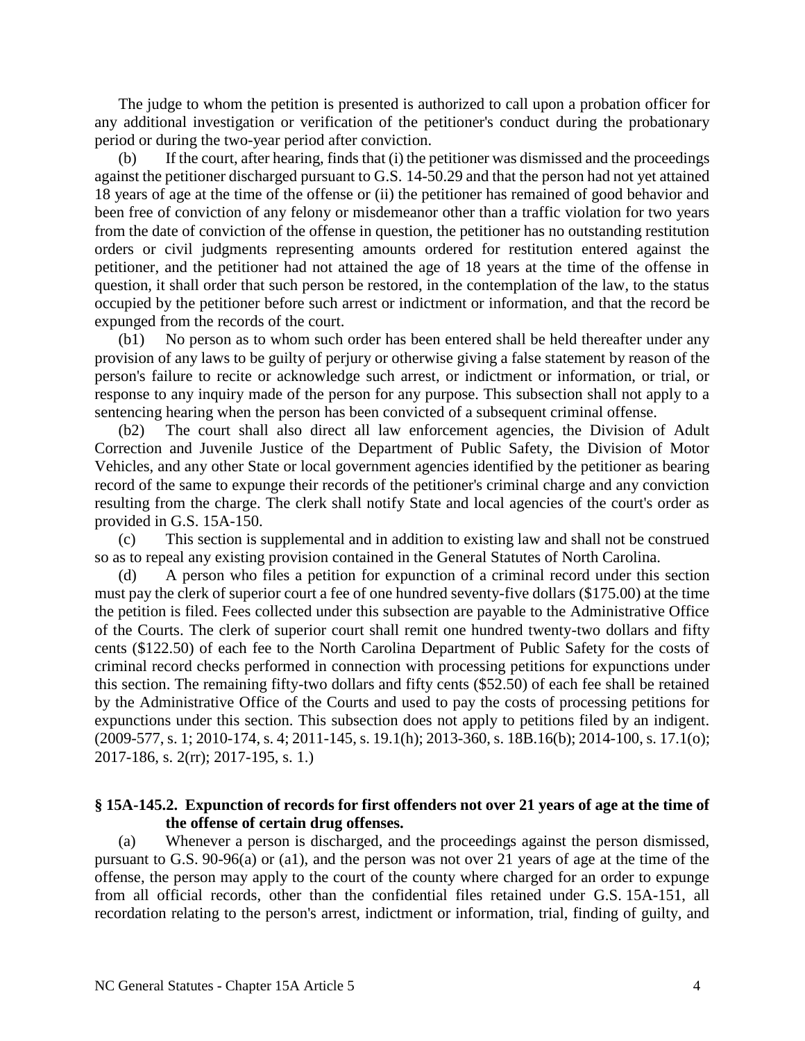The judge to whom the petition is presented is authorized to call upon a probation officer for any additional investigation or verification of the petitioner's conduct during the probationary period or during the two-year period after conviction.

(b) If the court, after hearing, finds that (i) the petitioner was dismissed and the proceedings against the petitioner discharged pursuant to G.S. 14-50.29 and that the person had not yet attained 18 years of age at the time of the offense or (ii) the petitioner has remained of good behavior and been free of conviction of any felony or misdemeanor other than a traffic violation for two years from the date of conviction of the offense in question, the petitioner has no outstanding restitution orders or civil judgments representing amounts ordered for restitution entered against the petitioner, and the petitioner had not attained the age of 18 years at the time of the offense in question, it shall order that such person be restored, in the contemplation of the law, to the status occupied by the petitioner before such arrest or indictment or information, and that the record be expunged from the records of the court.

(b1) No person as to whom such order has been entered shall be held thereafter under any provision of any laws to be guilty of perjury or otherwise giving a false statement by reason of the person's failure to recite or acknowledge such arrest, or indictment or information, or trial, or response to any inquiry made of the person for any purpose. This subsection shall not apply to a sentencing hearing when the person has been convicted of a subsequent criminal offense.

(b2) The court shall also direct all law enforcement agencies, the Division of Adult Correction and Juvenile Justice of the Department of Public Safety, the Division of Motor Vehicles, and any other State or local government agencies identified by the petitioner as bearing record of the same to expunge their records of the petitioner's criminal charge and any conviction resulting from the charge. The clerk shall notify State and local agencies of the court's order as provided in G.S. 15A-150.

(c) This section is supplemental and in addition to existing law and shall not be construed so as to repeal any existing provision contained in the General Statutes of North Carolina.

(d) A person who files a petition for expunction of a criminal record under this section must pay the clerk of superior court a fee of one hundred seventy-five dollars ($175.00) at the time the petition is filed. Fees collected under this subsection are payable to the Administrative Office of the Courts. The clerk of superior court shall remit one hundred twenty-two dollars and fifty cents ($122.50) of each fee to the North Carolina Department of Public Safety for the costs of criminal record checks performed in connection with processing petitions for expunctions under this section. The remaining fifty-two dollars and fifty cents ($52.50) of each fee shall be retained by the Administrative Office of the Courts and used to pay the costs of processing petitions for expunctions under this section. This subsection does not apply to petitions filed by an indigent. (2009-577, s. 1; 2010-174, s. 4; 2011-145, s. 19.1(h); 2013-360, s. 18B.16(b); 2014-100, s. 17.1(o); 2017-186, s. 2(rr); 2017-195, s. 1.)

### § 15A-145.2. Expunction of records for first offenders not over 21 years of age at the time of the offense of certain drug offenses.

(a) Whenever a person is discharged, and the proceedings against the person dismissed, pursuant to G.S. 90-96(a) or (a1), and the person was not over 21 years of age at the time of the offense, the person may apply to the court of the county where charged for an order to expunge from all official records, other than the confidential files retained under G.S. 15A-151, all recordation relating to the person's arrest, indictment or information, trial, finding of guilty, and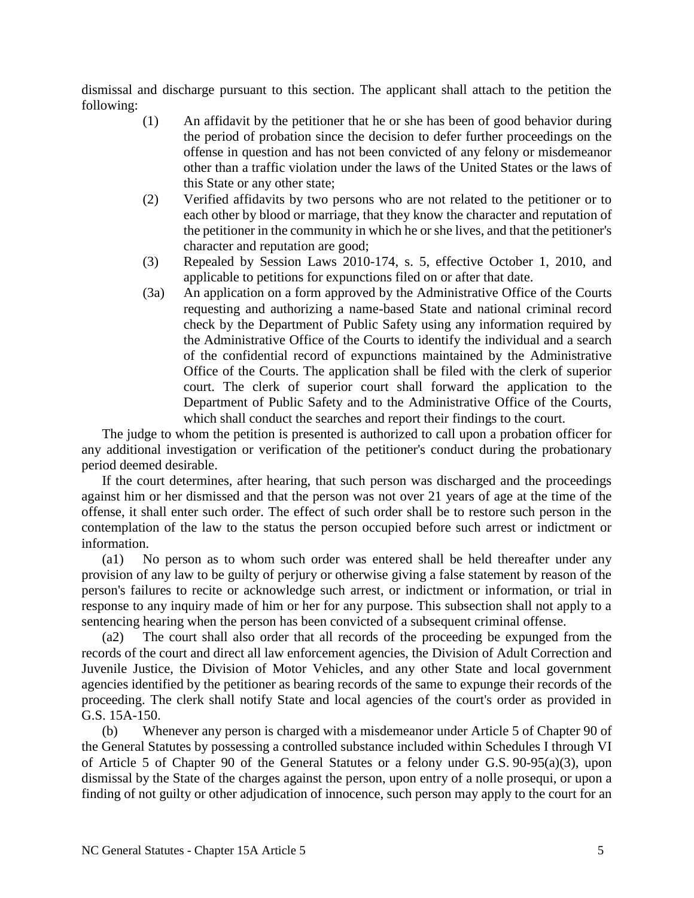dismissal and discharge pursuant to this section. The applicant shall attach to the petition the following:

(1) An affidavit by the petitioner that he or she has been of good behavior during the period of probation since the decision to defer further proceedings on the offense in question and has not been convicted of any felony or misdemeanor other than a traffic violation under the laws of the United States or the laws of this State or any other state;

(2) Verified affidavits by two persons who are not related to the petitioner or to each other by blood or marriage, that they know the character and reputation of the petitioner in the community in which he or she lives, and that the petitioner's character and reputation are good;

(3) Repealed by Session Laws 2010-174, s. 5, effective October 1, 2010, and applicable to petitions for expunctions filed on or after that date.

(3a) An application on a form approved by the Administrative Office of the Courts requesting and authorizing a name-based State and national criminal record check by the Department of Public Safety using any information required by the Administrative Office of the Courts to identify the individual and a search of the confidential record of expunctions maintained by the Administrative Office of the Courts. The application shall be filed with the clerk of superior court. The clerk of superior court shall forward the application to the Department of Public Safety and to the Administrative Office of the Courts, which shall conduct the searches and report their findings to the court.

The judge to whom the petition is presented is authorized to call upon a probation officer for any additional investigation or verification of the petitioner's conduct during the probationary period deemed desirable.

If the court determines, after hearing, that such person was discharged and the proceedings against him or her dismissed and that the person was not over 21 years of age at the time of the offense, it shall enter such order. The effect of such order shall be to restore such person in the contemplation of the law to the status the person occupied before such arrest or indictment or information.

(a1) No person as to whom such order was entered shall be held thereafter under any provision of any law to be guilty of perjury or otherwise giving a false statement by reason of the person's failures to recite or acknowledge such arrest, or indictment or information, or trial in response to any inquiry made of him or her for any purpose. This subsection shall not apply to a sentencing hearing when the person has been convicted of a subsequent criminal offense.

(a2) The court shall also order that all records of the proceeding be expunged from the records of the court and direct all law enforcement agencies, the Division of Adult Correction and Juvenile Justice, the Division of Motor Vehicles, and any other State and local government agencies identified by the petitioner as bearing records of the same to expunge their records of the proceeding. The clerk shall notify State and local agencies of the court's order as provided in G.S. 15A-150.

(b) Whenever any person is charged with a misdemeanor under Article 5 of Chapter 90 of the General Statutes by possessing a controlled substance included within Schedules I through VI of Article 5 of Chapter 90 of the General Statutes or a felony under G.S. 90-95(a)(3), upon dismissal by the State of the charges against the person, upon entry of a nolle prosequi, or upon a finding of not guilty or other adjudication of innocence, such person may apply to the court for an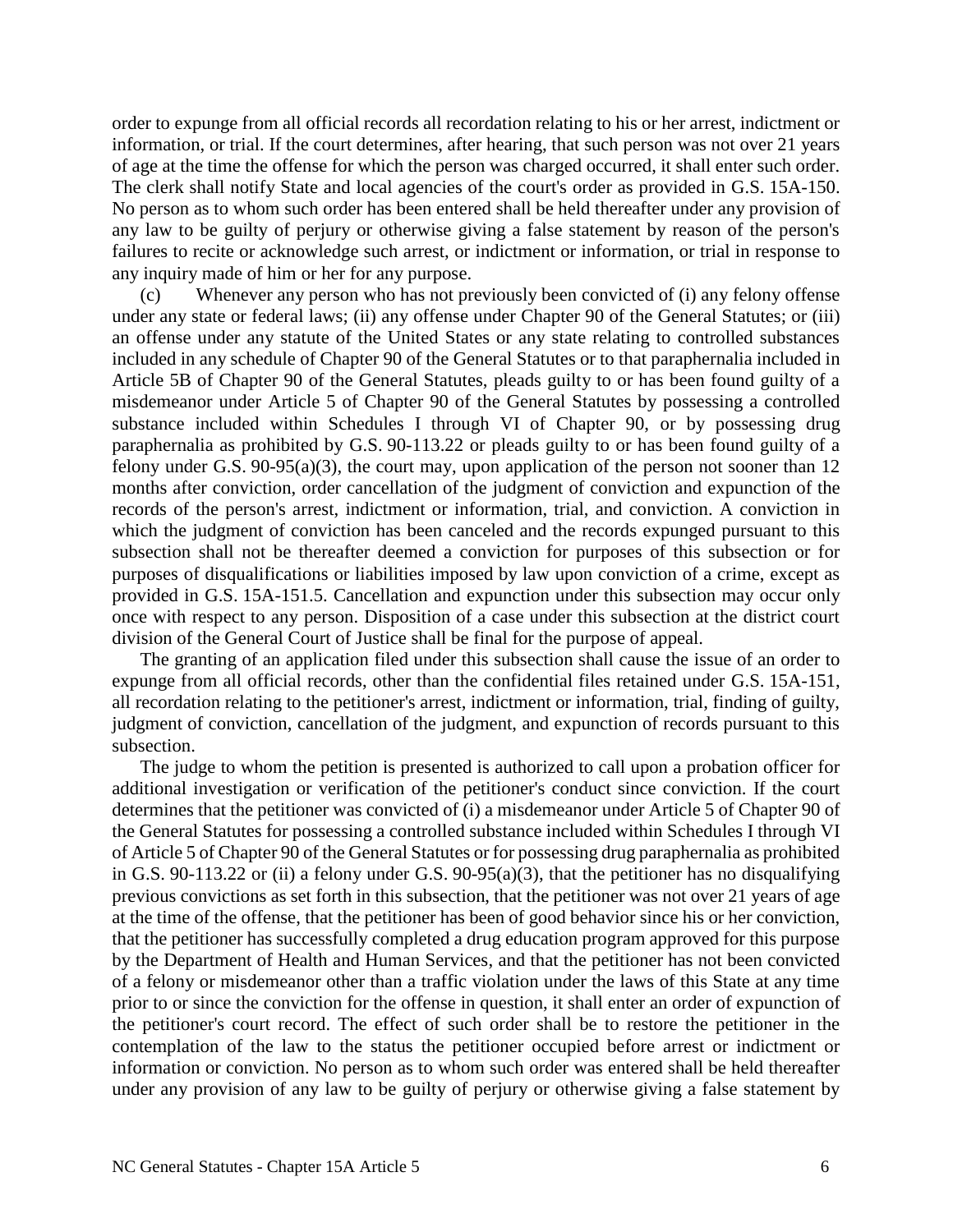order to expunge from all official records all recordation relating to his or her arrest, indictment or information, or trial. If the court determines, after hearing, that such person was not over 21 years of age at the time the offense for which the person was charged occurred, it shall enter such order. The clerk shall notify State and local agencies of the court's order as provided in G.S. 15A-150. No person as to whom such order has been entered shall be held thereafter under any provision of any law to be guilty of perjury or otherwise giving a false statement by reason of the person's failures to recite or acknowledge such arrest, or indictment or information, or trial in response to any inquiry made of him or her for any purpose.

(c) Whenever any person who has not previously been convicted of (i) any felony offense under any state or federal laws; (ii) any offense under Chapter 90 of the General Statutes; or (iii) an offense under any statute of the United States or any state relating to controlled substances included in any schedule of Chapter 90 of the General Statutes or to that paraphernalia included in Article 5B of Chapter 90 of the General Statutes, pleads guilty to or has been found guilty of a misdemeanor under Article 5 of Chapter 90 of the General Statutes by possessing a controlled substance included within Schedules I through VI of Chapter 90, or by possessing drug paraphernalia as prohibited by G.S. 90-113.22 or pleads guilty to or has been found guilty of a felony under G.S. 90-95(a)(3), the court may, upon application of the person not sooner than 12 months after conviction, order cancellation of the judgment of conviction and expunction of the records of the person's arrest, indictment or information, trial, and conviction. A conviction in which the judgment of conviction has been canceled and the records expunged pursuant to this subsection shall not be thereafter deemed a conviction for purposes of this subsection or for purposes of disqualifications or liabilities imposed by law upon conviction of a crime, except as provided in G.S. 15A-151.5. Cancellation and expunction under this subsection may occur only once with respect to any person. Disposition of a case under this subsection at the district court division of the General Court of Justice shall be final for the purpose of appeal.

The granting of an application filed under this subsection shall cause the issue of an order to expunge from all official records, other than the confidential files retained under G.S. 15A-151, all recordation relating to the petitioner's arrest, indictment or information, trial, finding of guilty, judgment of conviction, cancellation of the judgment, and expunction of records pursuant to this subsection.

The judge to whom the petition is presented is authorized to call upon a probation officer for additional investigation or verification of the petitioner's conduct since conviction. If the court determines that the petitioner was convicted of (i) a misdemeanor under Article 5 of Chapter 90 of the General Statutes for possessing a controlled substance included within Schedules I through VI of Article 5 of Chapter 90 of the General Statutes or for possessing drug paraphernalia as prohibited in G.S. 90-113.22 or (ii) a felony under G.S. 90-95(a)(3), that the petitioner has no disqualifying previous convictions as set forth in this subsection, that the petitioner was not over 21 years of age at the time of the offense, that the petitioner has been of good behavior since his or her conviction, that the petitioner has successfully completed a drug education program approved for this purpose by the Department of Health and Human Services, and that the petitioner has not been convicted of a felony or misdemeanor other than a traffic violation under the laws of this State at any time prior to or since the conviction for the offense in question, it shall enter an order of expunction of the petitioner's court record. The effect of such order shall be to restore the petitioner in the contemplation of the law to the status the petitioner occupied before arrest or indictment or information or conviction. No person as to whom such order was entered shall be held thereafter under any provision of any law to be guilty of perjury or otherwise giving a false statement by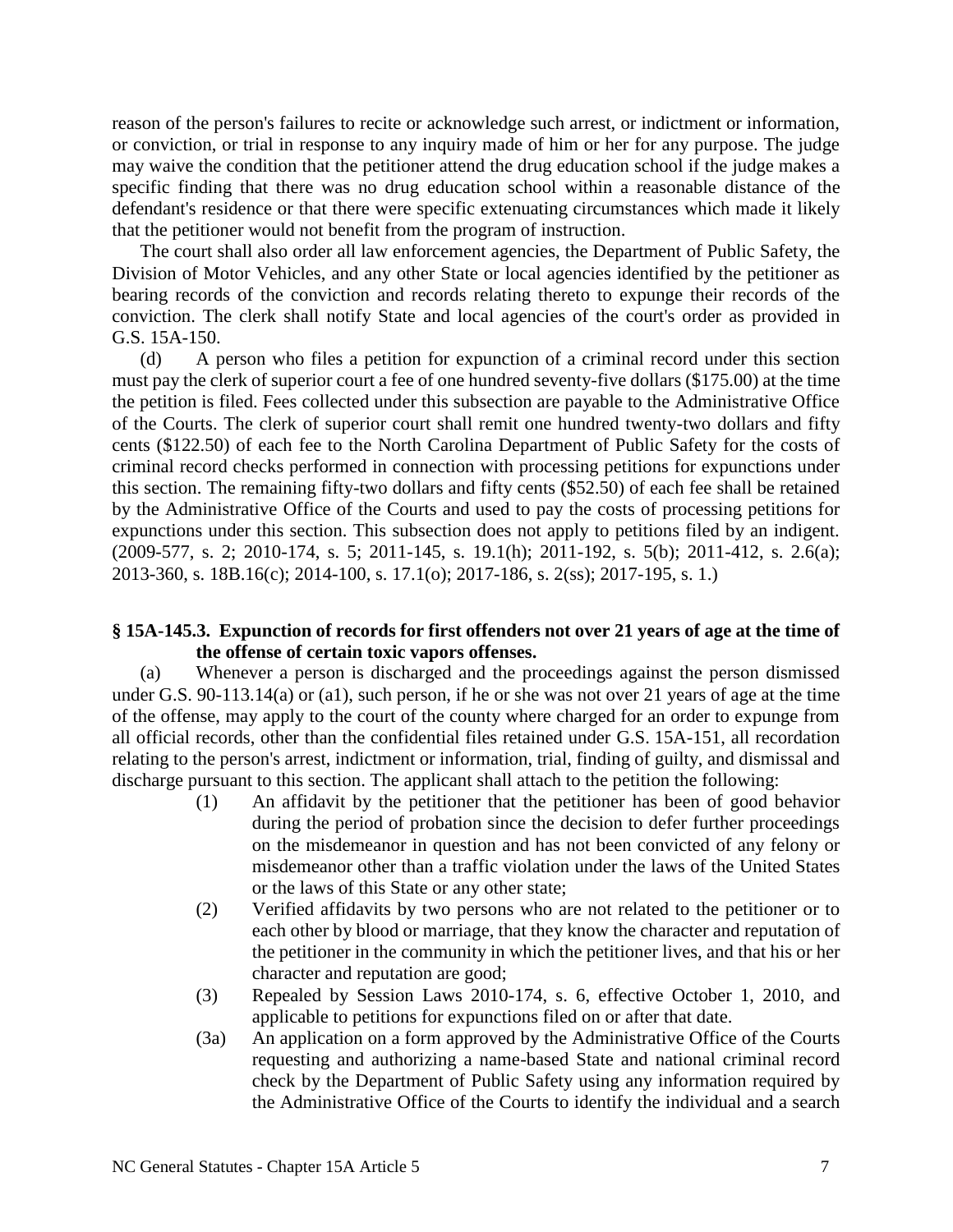reason of the person's failures to recite or acknowledge such arrest, or indictment or information, or conviction, or trial in response to any inquiry made of him or her for any purpose. The judge may waive the condition that the petitioner attend the drug education school if the judge makes a specific finding that there was no drug education school within a reasonable distance of the defendant's residence or that there were specific extenuating circumstances which made it likely that the petitioner would not benefit from the program of instruction.

The court shall also order all law enforcement agencies, the Department of Public Safety, the Division of Motor Vehicles, and any other State or local agencies identified by the petitioner as bearing records of the conviction and records relating thereto to expunge their records of the conviction. The clerk shall notify State and local agencies of the court's order as provided in G.S. 15A-150.

(d) A person who files a petition for expunction of a criminal record under this section must pay the clerk of superior court a fee of one hundred seventy-five dollars ($175.00) at the time the petition is filed. Fees collected under this subsection are payable to the Administrative Office of the Courts. The clerk of superior court shall remit one hundred twenty-two dollars and fifty cents ($122.50) of each fee to the North Carolina Department of Public Safety for the costs of criminal record checks performed in connection with processing petitions for expunctions under this section. The remaining fifty-two dollars and fifty cents ($52.50) of each fee shall be retained by the Administrative Office of the Courts and used to pay the costs of processing petitions for expunctions under this section. This subsection does not apply to petitions filed by an indigent. (2009-577, s. 2; 2010-174, s. 5; 2011-145, s. 19.1(h); 2011-192, s. 5(b); 2011-412, s. 2.6(a); 2013-360, s. 18B.16(c); 2014-100, s. 17.1(o); 2017-186, s. 2(ss); 2017-195, s. 1.)

**§ 15A-145.3. Expunction of records for first offenders not over 21 years of age at the time of the offense of certain toxic vapors offenses.**

(a) Whenever a person is discharged and the proceedings against the person dismissed under G.S. 90-113.14(a) or (a1), such person, if he or she was not over 21 years of age at the time of the offense, may apply to the court of the county where charged for an order to expunge from all official records, other than the confidential files retained under G.S. 15A-151, all recordation relating to the person's arrest, indictment or information, trial, finding of guilty, and dismissal and discharge pursuant to this section. The applicant shall attach to the petition the following:

(1) An affidavit by the petitioner that the petitioner has been of good behavior during the period of probation since the decision to defer further proceedings on the misdemeanor in question and has not been convicted of any felony or misdemeanor other than a traffic violation under the laws of the United States or the laws of this State or any other state;

(2) Verified affidavits by two persons who are not related to the petitioner or to each other by blood or marriage, that they know the character and reputation of the petitioner in the community in which the petitioner lives, and that his or her character and reputation are good;

(3) Repealed by Session Laws 2010-174, s. 6, effective October 1, 2010, and applicable to petitions for expunctions filed on or after that date.

(3a) An application on a form approved by the Administrative Office of the Courts requesting and authorizing a name-based State and national criminal record check by the Department of Public Safety using any information required by the Administrative Office of the Courts to identify the individual and a search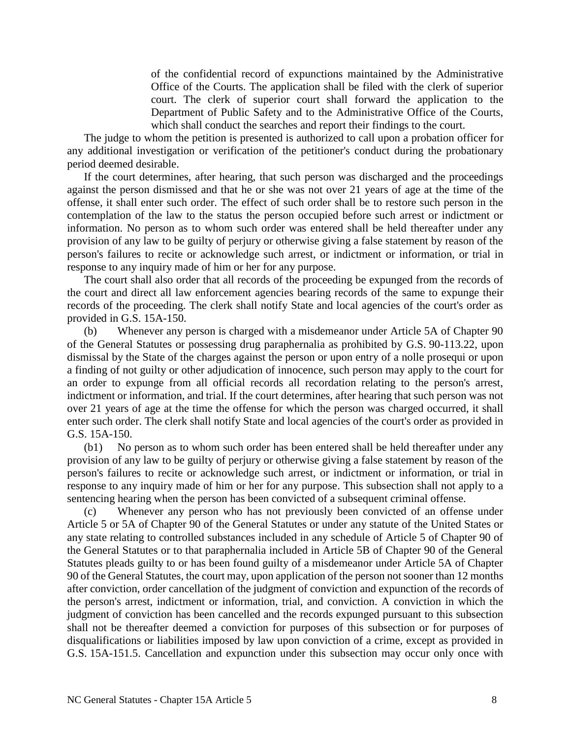of the confidential record of expunctions maintained by the Administrative Office of the Courts. The application shall be filed with the clerk of superior court. The clerk of superior court shall forward the application to the Department of Public Safety and to the Administrative Office of the Courts, which shall conduct the searches and report their findings to the court.

The judge to whom the petition is presented is authorized to call upon a probation officer for any additional investigation or verification of the petitioner's conduct during the probationary period deemed desirable.

If the court determines, after hearing, that such person was discharged and the proceedings against the person dismissed and that he or she was not over 21 years of age at the time of the offense, it shall enter such order. The effect of such order shall be to restore such person in the contemplation of the law to the status the person occupied before such arrest or indictment or information. No person as to whom such order was entered shall be held thereafter under any provision of any law to be guilty of perjury or otherwise giving a false statement by reason of the person's failures to recite or acknowledge such arrest, or indictment or information, or trial in response to any inquiry made of him or her for any purpose.

The court shall also order that all records of the proceeding be expunged from the records of the court and direct all law enforcement agencies bearing records of the same to expunge their records of the proceeding. The clerk shall notify State and local agencies of the court's order as provided in G.S. 15A-150.

(b) Whenever any person is charged with a misdemeanor under Article 5A of Chapter 90 of the General Statutes or possessing drug paraphernalia as prohibited by G.S. 90-113.22, upon dismissal by the State of the charges against the person or upon entry of a nolle prosequi or upon a finding of not guilty or other adjudication of innocence, such person may apply to the court for an order to expunge from all official records all recordation relating to the person's arrest, indictment or information, and trial. If the court determines, after hearing that such person was not over 21 years of age at the time the offense for which the person was charged occurred, it shall enter such order. The clerk shall notify State and local agencies of the court's order as provided in G.S. 15A-150.

(b1) No person as to whom such order has been entered shall be held thereafter under any provision of any law to be guilty of perjury or otherwise giving a false statement by reason of the person's failures to recite or acknowledge such arrest, or indictment or information, or trial in response to any inquiry made of him or her for any purpose. This subsection shall not apply to a sentencing hearing when the person has been convicted of a subsequent criminal offense.

(c) Whenever any person who has not previously been convicted of an offense under Article 5 or 5A of Chapter 90 of the General Statutes or under any statute of the United States or any state relating to controlled substances included in any schedule of Article 5 of Chapter 90 of the General Statutes or to that paraphernalia included in Article 5B of Chapter 90 of the General Statutes pleads guilty to or has been found guilty of a misdemeanor under Article 5A of Chapter 90 of the General Statutes, the court may, upon application of the person not sooner than 12 months after conviction, order cancellation of the judgment of conviction and expunction of the records of the person's arrest, indictment or information, trial, and conviction. A conviction in which the judgment of conviction has been cancelled and the records expunged pursuant to this subsection shall not be thereafter deemed a conviction for purposes of this subsection or for purposes of disqualifications or liabilities imposed by law upon conviction of a crime, except as provided in G.S. 15A-151.5. Cancellation and expunction under this subsection may occur only once with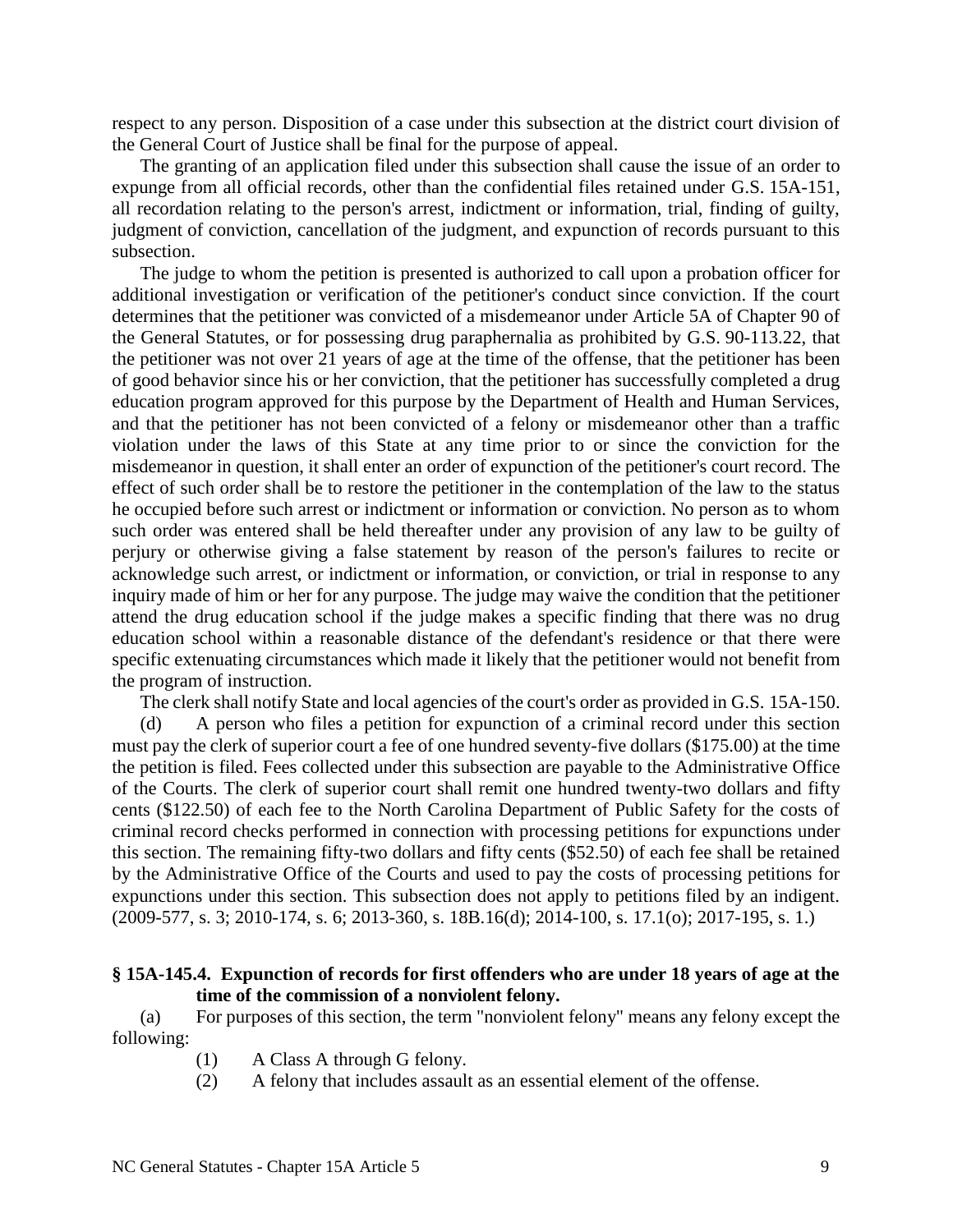respect to any person. Disposition of a case under this subsection at the district court division of the General Court of Justice shall be final for the purpose of appeal.

The granting of an application filed under this subsection shall cause the issue of an order to expunge from all official records, other than the confidential files retained under G.S. 15A-151, all recordation relating to the person's arrest, indictment or information, trial, finding of guilty, judgment of conviction, cancellation of the judgment, and expunction of records pursuant to this subsection.

The judge to whom the petition is presented is authorized to call upon a probation officer for additional investigation or verification of the petitioner's conduct since conviction. If the court determines that the petitioner was convicted of a misdemeanor under Article 5A of Chapter 90 of the General Statutes, or for possessing drug paraphernalia as prohibited by G.S. 90-113.22, that the petitioner was not over 21 years of age at the time of the offense, that the petitioner has been of good behavior since his or her conviction, that the petitioner has successfully completed a drug education program approved for this purpose by the Department of Health and Human Services, and that the petitioner has not been convicted of a felony or misdemeanor other than a traffic violation under the laws of this State at any time prior to or since the conviction for the misdemeanor in question, it shall enter an order of expunction of the petitioner's court record. The effect of such order shall be to restore the petitioner in the contemplation of the law to the status he occupied before such arrest or indictment or information or conviction. No person as to whom such order was entered shall be held thereafter under any provision of any law to be guilty of perjury or otherwise giving a false statement by reason of the person's failures to recite or acknowledge such arrest, or indictment or information, or conviction, or trial in response to any inquiry made of him or her for any purpose. The judge may waive the condition that the petitioner attend the drug education school if the judge makes a specific finding that there was no drug education school within a reasonable distance of the defendant's residence or that there were specific extenuating circumstances which made it likely that the petitioner would not benefit from the program of instruction.

The clerk shall notify State and local agencies of the court's order as provided in G.S. 15A-150.

(d) A person who files a petition for expunction of a criminal record under this section must pay the clerk of superior court a fee of one hundred seventy-five dollars ($175.00) at the time the petition is filed. Fees collected under this subsection are payable to the Administrative Office of the Courts. The clerk of superior court shall remit one hundred twenty-two dollars and fifty cents ($122.50) of each fee to the North Carolina Department of Public Safety for the costs of criminal record checks performed in connection with processing petitions for expunctions under this section. The remaining fifty-two dollars and fifty cents ($52.50) of each fee shall be retained by the Administrative Office of the Courts and used to pay the costs of processing petitions for expunctions under this section. This subsection does not apply to petitions filed by an indigent. (2009-577, s. 3; 2010-174, s. 6; 2013-360, s. 18B.16(d); 2014-100, s. 17.1(o); 2017-195, s. 1.)

**§ 15A-145.4. Expunction of records for first offenders who are under 18 years of age at the time of the commission of a nonviolent felony.**

(a) For purposes of this section, the term "nonviolent felony" means any felony except the following:

(1) A Class A through G felony.

(2) A felony that includes assault as an essential element of the offense.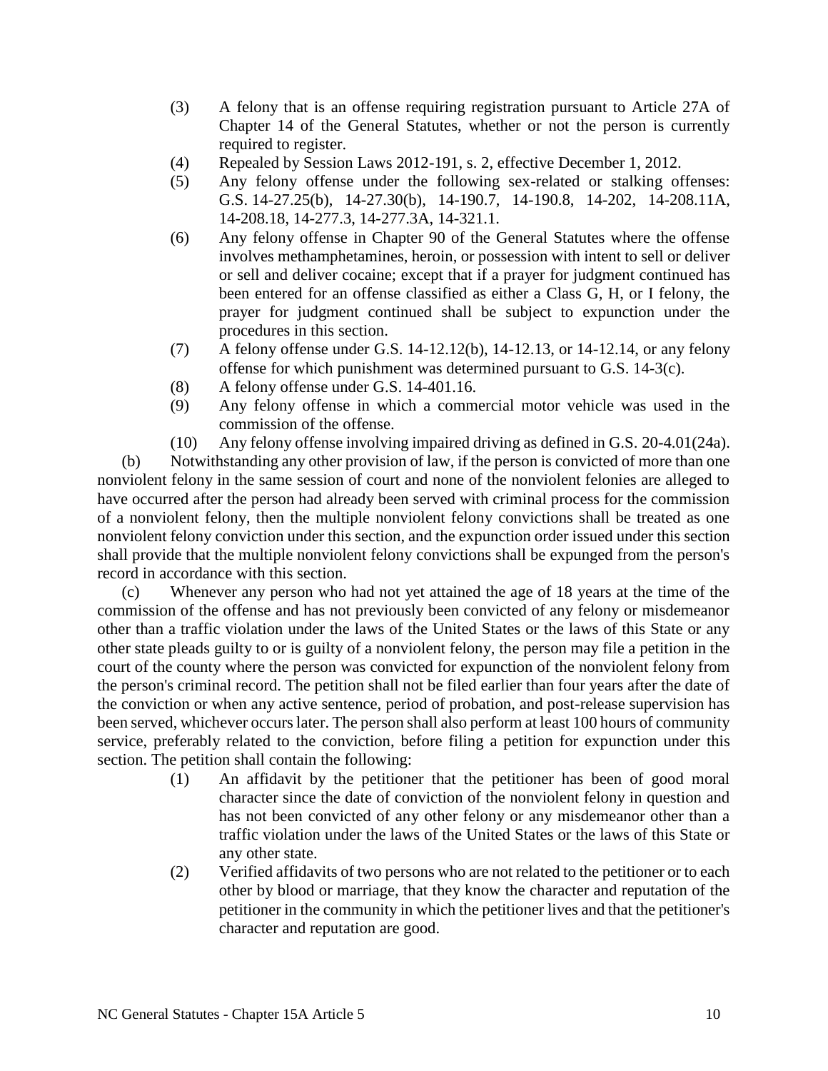(3) A felony that is an offense requiring registration pursuant to Article 27A of Chapter 14 of the General Statutes, whether or not the person is currently required to register.

(4) Repealed by Session Laws 2012-191, s. 2, effective December 1, 2012.

(5) Any felony offense under the following sex-related or stalking offenses: G.S. 14-27.25(b), 14-27.30(b), 14-190.7, 14-190.8, 14-202, 14-208.11A, 14-208.18, 14-277.3, 14-277.3A, 14-321.1.

(6) Any felony offense in Chapter 90 of the General Statutes where the offense involves methamphetamines, heroin, or possession with intent to sell or deliver or sell and deliver cocaine; except that if a prayer for judgment continued has been entered for an offense classified as either a Class G, H, or I felony, the prayer for judgment continued shall be subject to expunction under the procedures in this section.

(7) A felony offense under G.S. 14-12.12(b), 14-12.13, or 14-12.14, or any felony offense for which punishment was determined pursuant to G.S. 14-3(c).

(8) A felony offense under G.S. 14-401.16.

(9) Any felony offense in which a commercial motor vehicle was used in the commission of the offense.

(10) Any felony offense involving impaired driving as defined in G.S. 20-4.01(24a).

(b) Notwithstanding any other provision of law, if the person is convicted of more than one nonviolent felony in the same session of court and none of the nonviolent felonies are alleged to have occurred after the person had already been served with criminal process for the commission of a nonviolent felony, then the multiple nonviolent felony convictions shall be treated as one nonviolent felony conviction under this section, and the expunction order issued under this section shall provide that the multiple nonviolent felony convictions shall be expunged from the person's record in accordance with this section.

(c) Whenever any person who had not yet attained the age of 18 years at the time of the commission of the offense and has not previously been convicted of any felony or misdemeanor other than a traffic violation under the laws of the United States or the laws of this State or any other state pleads guilty to or is guilty of a nonviolent felony, the person may file a petition in the court of the county where the person was convicted for expunction of the nonviolent felony from the person's criminal record. The petition shall not be filed earlier than four years after the date of the conviction or when any active sentence, period of probation, and post-release supervision has been served, whichever occurs later. The person shall also perform at least 100 hours of community service, preferably related to the conviction, before filing a petition for expunction under this section. The petition shall contain the following:

(1) An affidavit by the petitioner that the petitioner has been of good moral character since the date of conviction of the nonviolent felony in question and has not been convicted of any other felony or any misdemeanor other than a traffic violation under the laws of the United States or the laws of this State or any other state.

(2) Verified affidavits of two persons who are not related to the petitioner or to each other by blood or marriage, that they know the character and reputation of the petitioner in the community in which the petitioner lives and that the petitioner's character and reputation are good.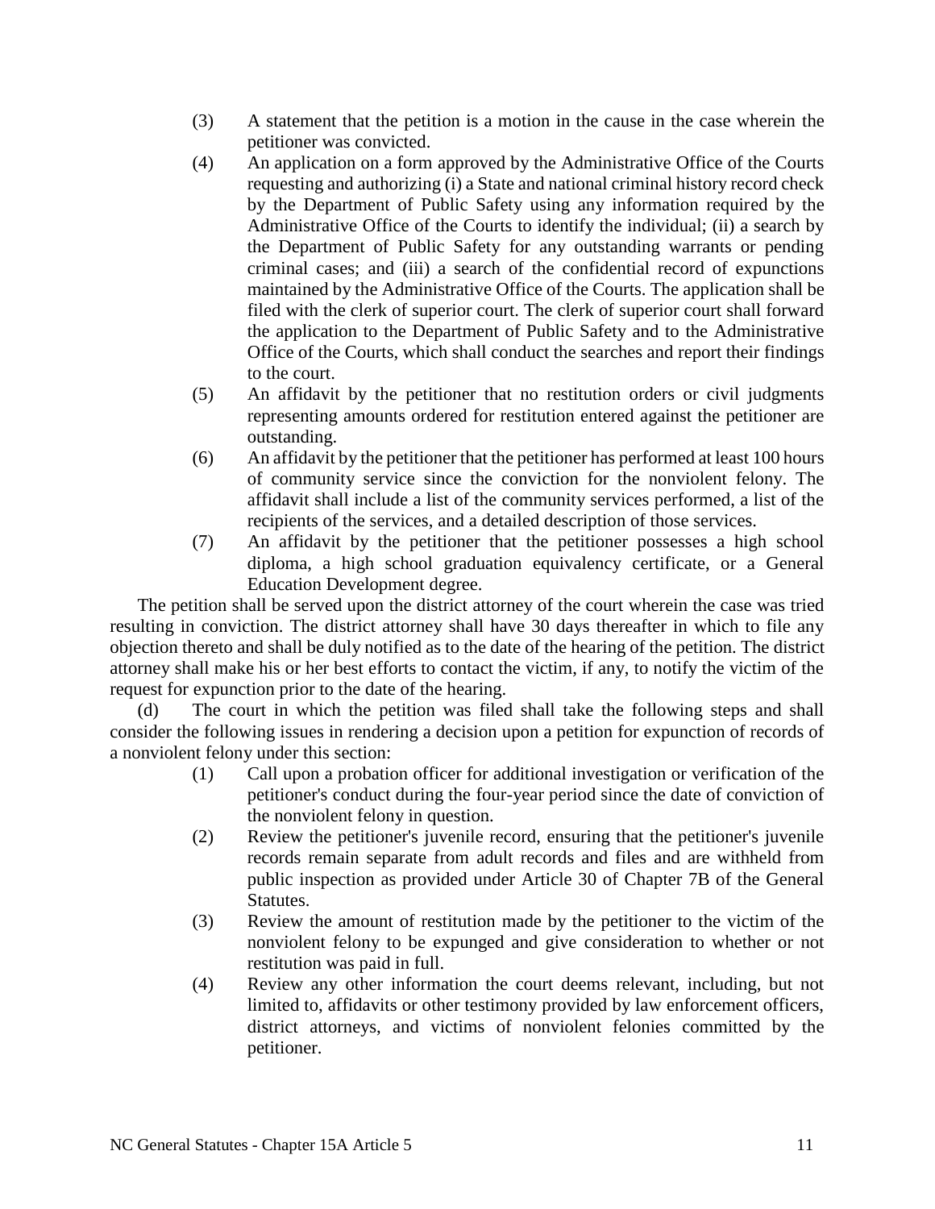(3) A statement that the petition is a motion in the cause in the case wherein the petitioner was convicted.

(4) An application on a form approved by the Administrative Office of the Courts requesting and authorizing (i) a State and national criminal history record check by the Department of Public Safety using any information required by the Administrative Office of the Courts to identify the individual; (ii) a search by the Department of Public Safety for any outstanding warrants or pending criminal cases; and (iii) a search of the confidential record of expunctions maintained by the Administrative Office of the Courts. The application shall be filed with the clerk of superior court. The clerk of superior court shall forward the application to the Department of Public Safety and to the Administrative Office of the Courts, which shall conduct the searches and report their findings to the court.

(5) An affidavit by the petitioner that no restitution orders or civil judgments representing amounts ordered for restitution entered against the petitioner are outstanding.

(6) An affidavit by the petitioner that the petitioner has performed at least 100 hours of community service since the conviction for the nonviolent felony. The affidavit shall include a list of the community services performed, a list of the recipients of the services, and a detailed description of those services.

(7) An affidavit by the petitioner that the petitioner possesses a high school diploma, a high school graduation equivalency certificate, or a General Education Development degree.

The petition shall be served upon the district attorney of the court wherein the case was tried resulting in conviction. The district attorney shall have 30 days thereafter in which to file any objection thereto and shall be duly notified as to the date of the hearing of the petition. The district attorney shall make his or her best efforts to contact the victim, if any, to notify the victim of the request for expunction prior to the date of the hearing.

(d) The court in which the petition was filed shall take the following steps and shall consider the following issues in rendering a decision upon a petition for expunction of records of a nonviolent felony under this section:

(1) Call upon a probation officer for additional investigation or verification of the petitioner's conduct during the four-year period since the date of conviction of the nonviolent felony in question.

(2) Review the petitioner's juvenile record, ensuring that the petitioner's juvenile records remain separate from adult records and files and are withheld from public inspection as provided under Article 30 of Chapter 7B of the General Statutes.

(3) Review the amount of restitution made by the petitioner to the victim of the nonviolent felony to be expunged and give consideration to whether or not restitution was paid in full.

(4) Review any other information the court deems relevant, including, but not limited to, affidavits or other testimony provided by law enforcement officers, district attorneys, and victims of nonviolent felonies committed by the petitioner.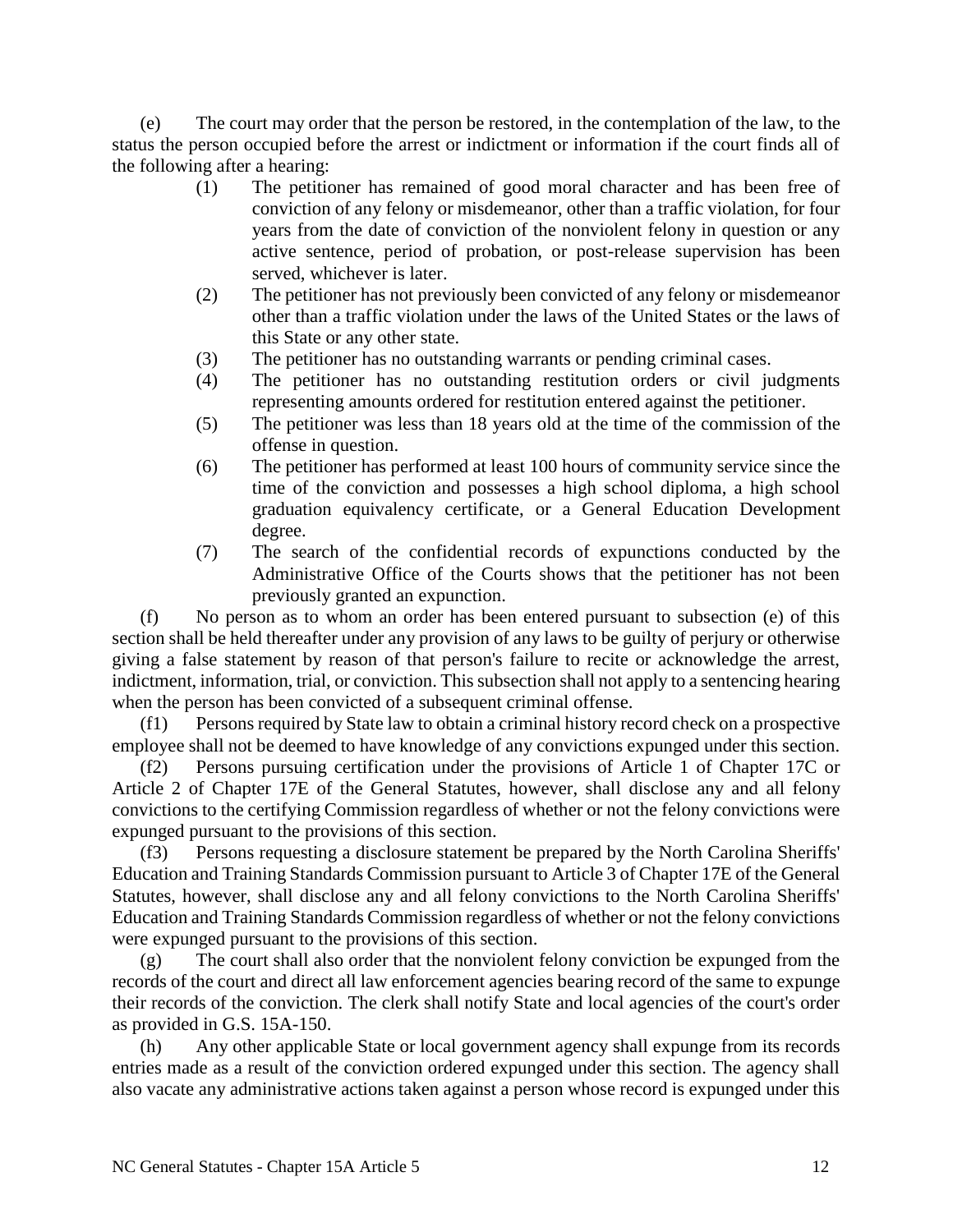(e) The court may order that the person be restored, in the contemplation of the law, to the status the person occupied before the arrest or indictment or information if the court finds all of the following after a hearing:

(1) The petitioner has remained of good moral character and has been free of conviction of any felony or misdemeanor, other than a traffic violation, for four years from the date of conviction of the nonviolent felony in question or any active sentence, period of probation, or post-release supervision has been served, whichever is later.

(2) The petitioner has not previously been convicted of any felony or misdemeanor other than a traffic violation under the laws of the United States or the laws of this State or any other state.

(3) The petitioner has no outstanding warrants or pending criminal cases.

(4) The petitioner has no outstanding restitution orders or civil judgments representing amounts ordered for restitution entered against the petitioner.

(5) The petitioner was less than 18 years old at the time of the commission of the offense in question.

(6) The petitioner has performed at least 100 hours of community service since the time of the conviction and possesses a high school diploma, a high school graduation equivalency certificate, or a General Education Development degree.

(7) The search of the confidential records of expunctions conducted by the Administrative Office of the Courts shows that the petitioner has not been previously granted an expunction.

(f) No person as to whom an order has been entered pursuant to subsection (e) of this section shall be held thereafter under any provision of any laws to be guilty of perjury or otherwise giving a false statement by reason of that person's failure to recite or acknowledge the arrest, indictment, information, trial, or conviction. This subsection shall not apply to a sentencing hearing when the person has been convicted of a subsequent criminal offense.

(f1) Persons required by State law to obtain a criminal history record check on a prospective employee shall not be deemed to have knowledge of any convictions expunged under this section.

(f2) Persons pursuing certification under the provisions of Article 1 of Chapter 17C or Article 2 of Chapter 17E of the General Statutes, however, shall disclose any and all felony convictions to the certifying Commission regardless of whether or not the felony convictions were expunged pursuant to the provisions of this section.

(f3) Persons requesting a disclosure statement be prepared by the North Carolina Sheriffs' Education and Training Standards Commission pursuant to Article 3 of Chapter 17E of the General Statutes, however, shall disclose any and all felony convictions to the North Carolina Sheriffs' Education and Training Standards Commission regardless of whether or not the felony convictions were expunged pursuant to the provisions of this section.

(g) The court shall also order that the nonviolent felony conviction be expunged from the records of the court and direct all law enforcement agencies bearing record of the same to expunge their records of the conviction. The clerk shall notify State and local agencies of the court's order as provided in G.S. 15A-150.

(h) Any other applicable State or local government agency shall expunge from its records entries made as a result of the conviction ordered expunged under this section. The agency shall also vacate any administrative actions taken against a person whose record is expunged under this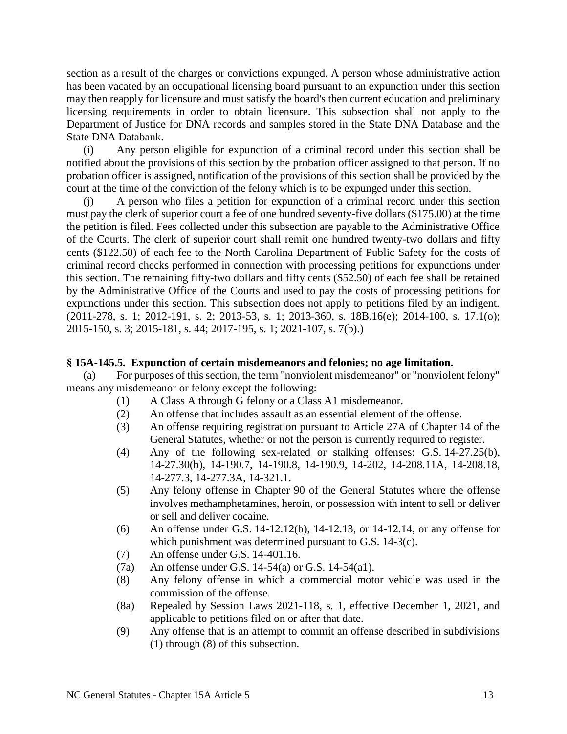section as a result of the charges or convictions expunged. A person whose administrative action has been vacated by an occupational licensing board pursuant to an expunction under this section may then reapply for licensure and must satisfy the board's then current education and preliminary licensing requirements in order to obtain licensure. This subsection shall not apply to the Department of Justice for DNA records and samples stored in the State DNA Database and the State DNA Databank.

(i) Any person eligible for expunction of a criminal record under this section shall be notified about the provisions of this section by the probation officer assigned to that person. If no probation officer is assigned, notification of the provisions of this section shall be provided by the court at the time of the conviction of the felony which is to be expunged under this section.

(j) A person who files a petition for expunction of a criminal record under this section must pay the clerk of superior court a fee of one hundred seventy-five dollars ($175.00) at the time the petition is filed. Fees collected under this subsection are payable to the Administrative Office of the Courts. The clerk of superior court shall remit one hundred twenty-two dollars and fifty cents ($122.50) of each fee to the North Carolina Department of Public Safety for the costs of criminal record checks performed in connection with processing petitions for expunctions under this section. The remaining fifty-two dollars and fifty cents ($52.50) of each fee shall be retained by the Administrative Office of the Courts and used to pay the costs of processing petitions for expunctions under this section. This subsection does not apply to petitions filed by an indigent. (2011-278, s. 1; 2012-191, s. 2; 2013-53, s. 1; 2013-360, s. 18B.16(e); 2014-100, s. 17.1(o); 2015-150, s. 3; 2015-181, s. 44; 2017-195, s. 1; 2021-107, s. 7(b).)

**§ 15A-145.5. Expunction of certain misdemeanors and felonies; no age limitation.**

(a) For purposes of this section, the term "nonviolent misdemeanor" or "nonviolent felony" means any misdemeanor or felony except the following:

(1) A Class A through G felony or a Class A1 misdemeanor.

(2) An offense that includes assault as an essential element of the offense.

(3) An offense requiring registration pursuant to Article 27A of Chapter 14 of the General Statutes, whether or not the person is currently required to register.

(4) Any of the following sex-related or stalking offenses: G.S. 14-27.25(b), 14-27.30(b), 14-190.7, 14-190.8, 14-190.9, 14-202, 14-208.11A, 14-208.18, 14-277.3, 14-277.3A, 14-321.1.

(5) Any felony offense in Chapter 90 of the General Statutes where the offense involves methamphetamines, heroin, or possession with intent to sell or deliver or sell and deliver cocaine.

(6) An offense under G.S. 14-12.12(b), 14-12.13, or 14-12.14, or any offense for which punishment was determined pursuant to G.S. 14-3(c).

(7) An offense under G.S. 14-401.16.

(7a) An offense under G.S. 14-54(a) or G.S. 14-54(a1).

(8) Any felony offense in which a commercial motor vehicle was used in the commission of the offense.

(8a) Repealed by Session Laws 2021-118, s. 1, effective December 1, 2021, and applicable to petitions filed on or after that date.

(9) Any offense that is an attempt to commit an offense described in subdivisions (1) through (8) of this subsection.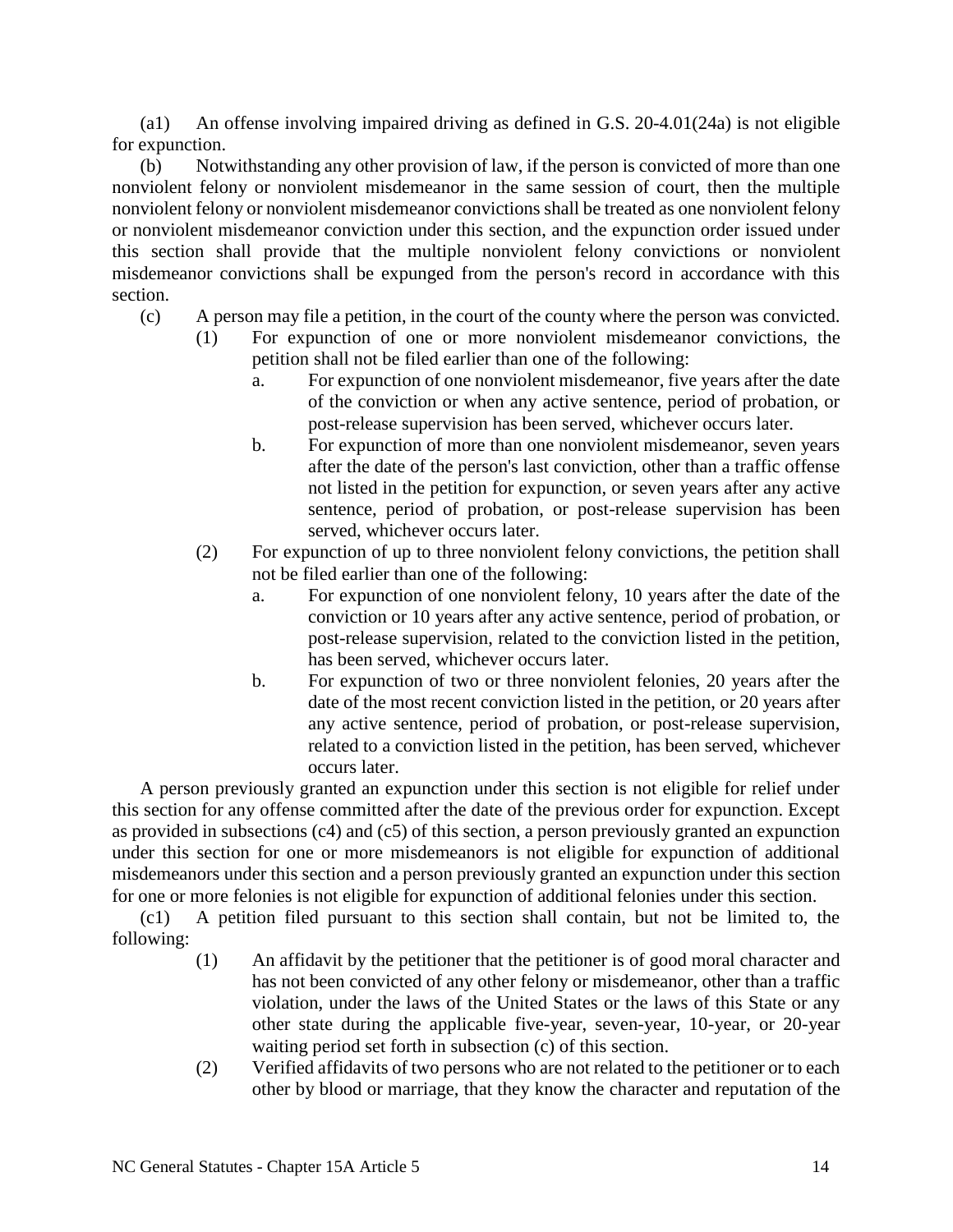(a1) An offense involving impaired driving as defined in G.S. 20-4.01(24a) is not eligible for expunction.

(b) Notwithstanding any other provision of law, if the person is convicted of more than one nonviolent felony or nonviolent misdemeanor in the same session of court, then the multiple nonviolent felony or nonviolent misdemeanor convictions shall be treated as one nonviolent felony or nonviolent misdemeanor conviction under this section, and the expunction order issued under this section shall provide that the multiple nonviolent felony convictions or nonviolent misdemeanor convictions shall be expunged from the person's record in accordance with this section.

(c) A person may file a petition, in the court of the county where the person was convicted.

- (1) For expunction of one or more nonviolent misdemeanor convictions, the petition shall not be filed earlier than one of the following:
  - a. For expunction of one nonviolent misdemeanor, five years after the date of the conviction or when any active sentence, period of probation, or post-release supervision has been served, whichever occurs later.
  - b. For expunction of more than one nonviolent misdemeanor, seven years after the date of the person's last conviction, other than a traffic offense not listed in the petition for expunction, or seven years after any active sentence, period of probation, or post-release supervision has been served, whichever occurs later.
- (2) For expunction of up to three nonviolent felony convictions, the petition shall not be filed earlier than one of the following:
  - a. For expunction of one nonviolent felony, 10 years after the date of the conviction or 10 years after any active sentence, period of probation, or post-release supervision, related to the conviction listed in the petition, has been served, whichever occurs later.
  - b. For expunction of two or three nonviolent felonies, 20 years after the date of the most recent conviction listed in the petition, or 20 years after any active sentence, period of probation, or post-release supervision, related to a conviction listed in the petition, has been served, whichever occurs later.

A person previously granted an expunction under this section is not eligible for relief under this section for any offense committed after the date of the previous order for expunction. Except as provided in subsections (c4) and (c5) of this section, a person previously granted an expunction under this section for one or more misdemeanors is not eligible for expunction of additional misdemeanors under this section and a person previously granted an expunction under this section for one or more felonies is not eligible for expunction of additional felonies under this section.

(c1) A petition filed pursuant to this section shall contain, but not be limited to, the following:

- (1) An affidavit by the petitioner that the petitioner is of good moral character and has not been convicted of any other felony or misdemeanor, other than a traffic violation, under the laws of the United States or the laws of this State or any other state during the applicable five-year, seven-year, 10-year, or 20-year waiting period set forth in subsection (c) of this section.
- (2) Verified affidavits of two persons who are not related to the petitioner or to each other by blood or marriage, that they know the character and reputation of the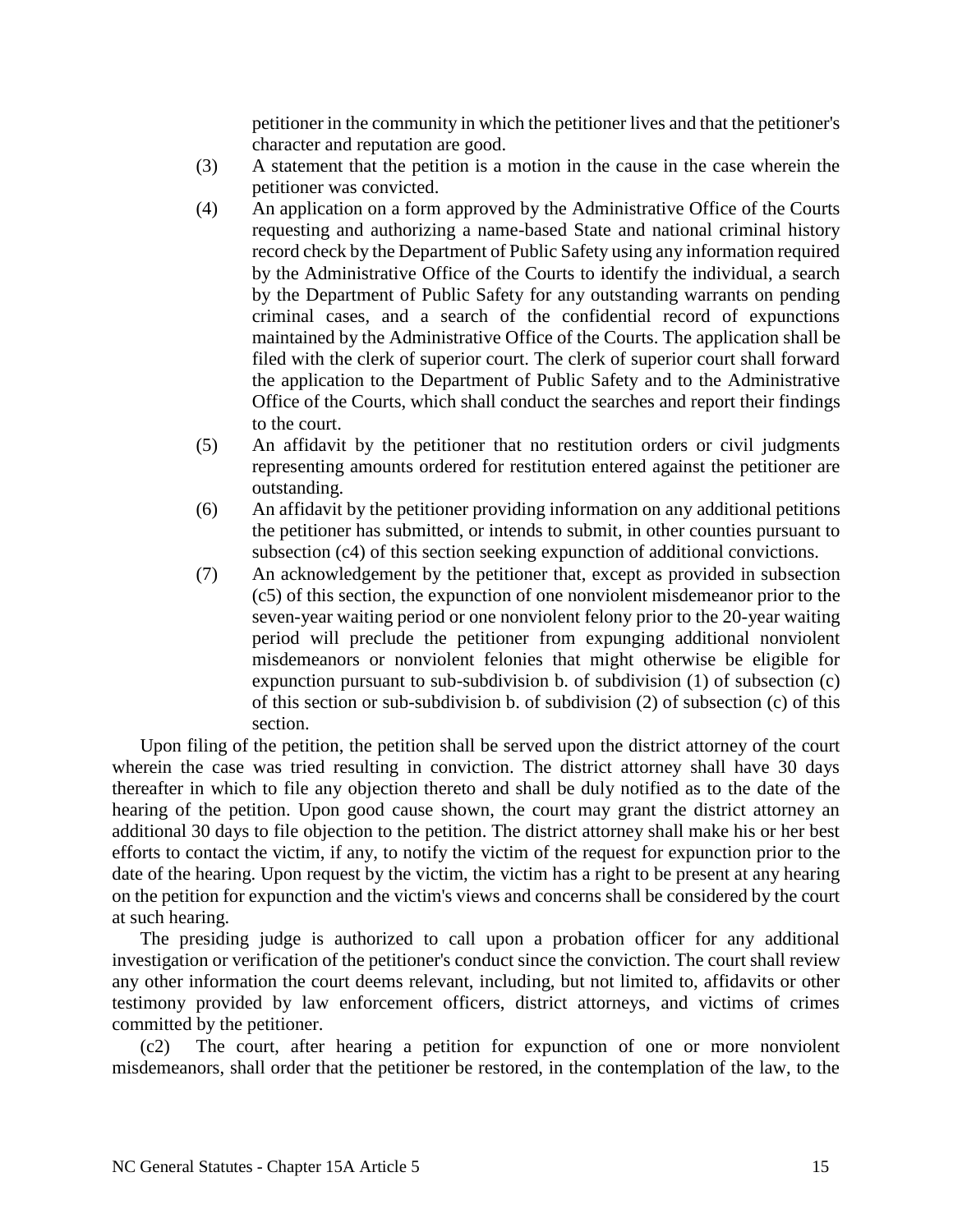petitioner in the community in which the petitioner lives and that the petitioner's character and reputation are good.

(3) A statement that the petition is a motion in the cause in the case wherein the petitioner was convicted.

(4) An application on a form approved by the Administrative Office of the Courts requesting and authorizing a name-based State and national criminal history record check by the Department of Public Safety using any information required by the Administrative Office of the Courts to identify the individual, a search by the Department of Public Safety for any outstanding warrants on pending criminal cases, and a search of the confidential record of expunctions maintained by the Administrative Office of the Courts. The application shall be filed with the clerk of superior court. The clerk of superior court shall forward the application to the Department of Public Safety and to the Administrative Office of the Courts, which shall conduct the searches and report their findings to the court.

(5) An affidavit by the petitioner that no restitution orders or civil judgments representing amounts ordered for restitution entered against the petitioner are outstanding.

(6) An affidavit by the petitioner providing information on any additional petitions the petitioner has submitted, or intends to submit, in other counties pursuant to subsection (c4) of this section seeking expunction of additional convictions.

(7) An acknowledgement by the petitioner that, except as provided in subsection (c5) of this section, the expunction of one nonviolent misdemeanor prior to the seven-year waiting period or one nonviolent felony prior to the 20-year waiting period will preclude the petitioner from expunging additional nonviolent misdemeanors or nonviolent felonies that might otherwise be eligible for expunction pursuant to sub-subdivision b. of subdivision (1) of subsection (c) of this section or sub-subdivision b. of subdivision (2) of subsection (c) of this section.

Upon filing of the petition, the petition shall be served upon the district attorney of the court wherein the case was tried resulting in conviction. The district attorney shall have 30 days thereafter in which to file any objection thereto and shall be duly notified as to the date of the hearing of the petition. Upon good cause shown, the court may grant the district attorney an additional 30 days to file objection to the petition. The district attorney shall make his or her best efforts to contact the victim, if any, to notify the victim of the request for expunction prior to the date of the hearing. Upon request by the victim, the victim has a right to be present at any hearing on the petition for expunction and the victim's views and concerns shall be considered by the court at such hearing.

The presiding judge is authorized to call upon a probation officer for any additional investigation or verification of the petitioner's conduct since the conviction. The court shall review any other information the court deems relevant, including, but not limited to, affidavits or other testimony provided by law enforcement officers, district attorneys, and victims of crimes committed by the petitioner.

(c2) The court, after hearing a petition for expunction of one or more nonviolent misdemeanors, shall order that the petitioner be restored, in the contemplation of the law, to the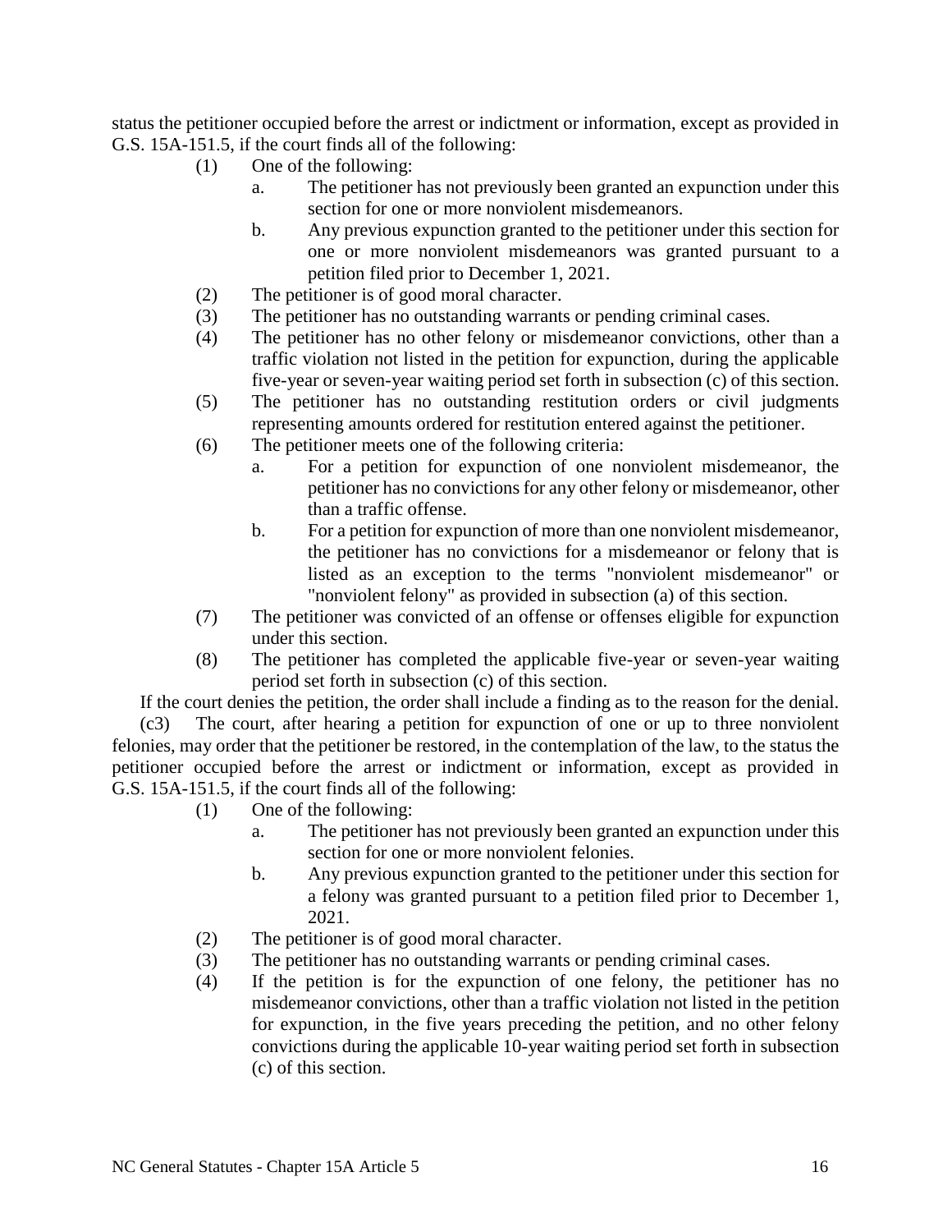status the petitioner occupied before the arrest or indictment or information, except as provided in G.S. 15A-151.5, if the court finds all of the following:

(1) One of the following:
   a. The petitioner has not previously been granted an expunction under this section for one or more nonviolent misdemeanors.
   b. Any previous expunction granted to the petitioner under this section for one or more nonviolent misdemeanors was granted pursuant to a petition filed prior to December 1, 2021.
(2) The petitioner is of good moral character.
(3) The petitioner has no outstanding warrants or pending criminal cases.
(4) The petitioner has no other felony or misdemeanor convictions, other than a traffic violation not listed in the petition for expunction, during the applicable five-year or seven-year waiting period set forth in subsection (c) of this section.
(5) The petitioner has no outstanding restitution orders or civil judgments representing amounts ordered for restitution entered against the petitioner.
(6) The petitioner meets one of the following criteria:
   a. For a petition for expunction of one nonviolent misdemeanor, the petitioner has no convictions for any other felony or misdemeanor, other than a traffic offense.
   b. For a petition for expunction of more than one nonviolent misdemeanor, the petitioner has no convictions for a misdemeanor or felony that is listed as an exception to the terms "nonviolent misdemeanor" or "nonviolent felony" as provided in subsection (a) of this section.
(7) The petitioner was convicted of an offense or offenses eligible for expunction under this section.
(8) The petitioner has completed the applicable five-year or seven-year waiting period set forth in subsection (c) of this section.

If the court denies the petition, the order shall include a finding as to the reason for the denial.

(c3) The court, after hearing a petition for expunction of one or up to three nonviolent felonies, may order that the petitioner be restored, in the contemplation of the law, to the status the petitioner occupied before the arrest or indictment or information, except as provided in G.S. 15A-151.5, if the court finds all of the following:

(1) One of the following:
   a. The petitioner has not previously been granted an expunction under this section for one or more nonviolent felonies.
   b. Any previous expunction granted to the petitioner under this section for a felony was granted pursuant to a petition filed prior to December 1, 2021.
(2) The petitioner is of good moral character.
(3) The petitioner has no outstanding warrants or pending criminal cases.
(4) If the petition is for the expunction of one felony, the petitioner has no misdemeanor convictions, other than a traffic violation not listed in the petition for expunction, in the five years preceding the petition, and no other felony convictions during the applicable 10-year waiting period set forth in subsection (c) of this section.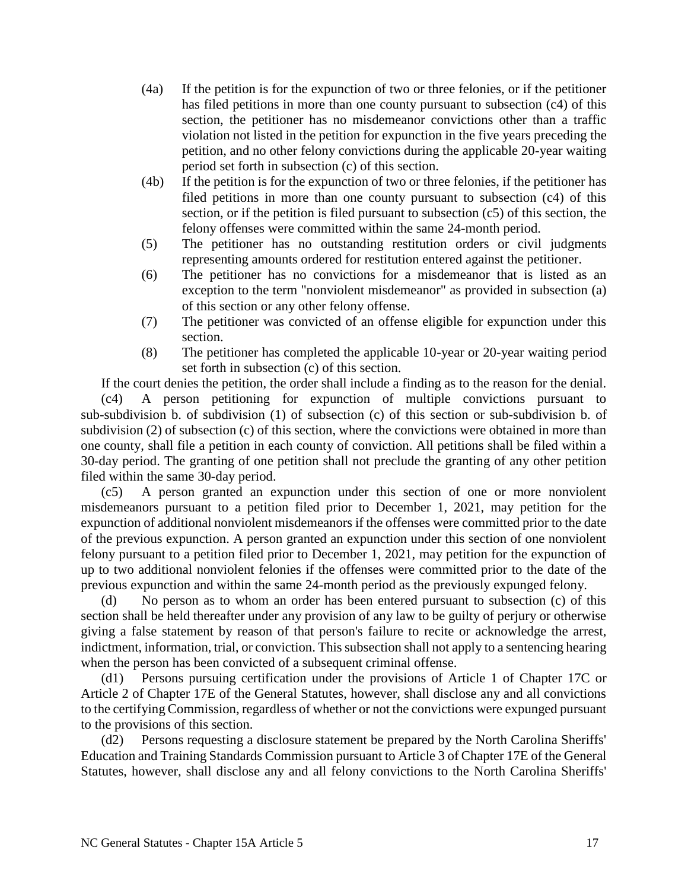(4a) If the petition is for the expunction of two or three felonies, or if the petitioner has filed petitions in more than one county pursuant to subsection (c4) of this section, the petitioner has no misdemeanor convictions other than a traffic violation not listed in the petition for expunction in the five years preceding the petition, and no other felony convictions during the applicable 20-year waiting period set forth in subsection (c) of this section.

(4b) If the petition is for the expunction of two or three felonies, if the petitioner has filed petitions in more than one county pursuant to subsection (c4) of this section, or if the petition is filed pursuant to subsection (c5) of this section, the felony offenses were committed within the same 24-month period.

(5) The petitioner has no outstanding restitution orders or civil judgments representing amounts ordered for restitution entered against the petitioner.

(6) The petitioner has no convictions for a misdemeanor that is listed as an exception to the term "nonviolent misdemeanor" as provided in subsection (a) of this section or any other felony offense.

(7) The petitioner was convicted of an offense eligible for expunction under this section.

(8) The petitioner has completed the applicable 10-year or 20-year waiting period set forth in subsection (c) of this section.

If the court denies the petition, the order shall include a finding as to the reason for the denial.

(c4) A person petitioning for expunction of multiple convictions pursuant to sub-subdivision b. of subdivision (1) of subsection (c) of this section or sub-subdivision b. of subdivision (2) of subsection (c) of this section, where the convictions were obtained in more than one county, shall file a petition in each county of conviction. All petitions shall be filed within a 30-day period. The granting of one petition shall not preclude the granting of any other petition filed within the same 30-day period.

(c5) A person granted an expunction under this section of one or more nonviolent misdemeanors pursuant to a petition filed prior to December 1, 2021, may petition for the expunction of additional nonviolent misdemeanors if the offenses were committed prior to the date of the previous expunction. A person granted an expunction under this section of one nonviolent felony pursuant to a petition filed prior to December 1, 2021, may petition for the expunction of up to two additional nonviolent felonies if the offenses were committed prior to the date of the previous expunction and within the same 24-month period as the previously expunged felony.

(d) No person as to whom an order has been entered pursuant to subsection (c) of this section shall be held thereafter under any provision of any law to be guilty of perjury or otherwise giving a false statement by reason of that person's failure to recite or acknowledge the arrest, indictment, information, trial, or conviction. This subsection shall not apply to a sentencing hearing when the person has been convicted of a subsequent criminal offense.

(d1) Persons pursuing certification under the provisions of Article 1 of Chapter 17C or Article 2 of Chapter 17E of the General Statutes, however, shall disclose any and all convictions to the certifying Commission, regardless of whether or not the convictions were expunged pursuant to the provisions of this section.

(d2) Persons requesting a disclosure statement be prepared by the North Carolina Sheriffs' Education and Training Standards Commission pursuant to Article 3 of Chapter 17E of the General Statutes, however, shall disclose any and all felony convictions to the North Carolina Sheriffs'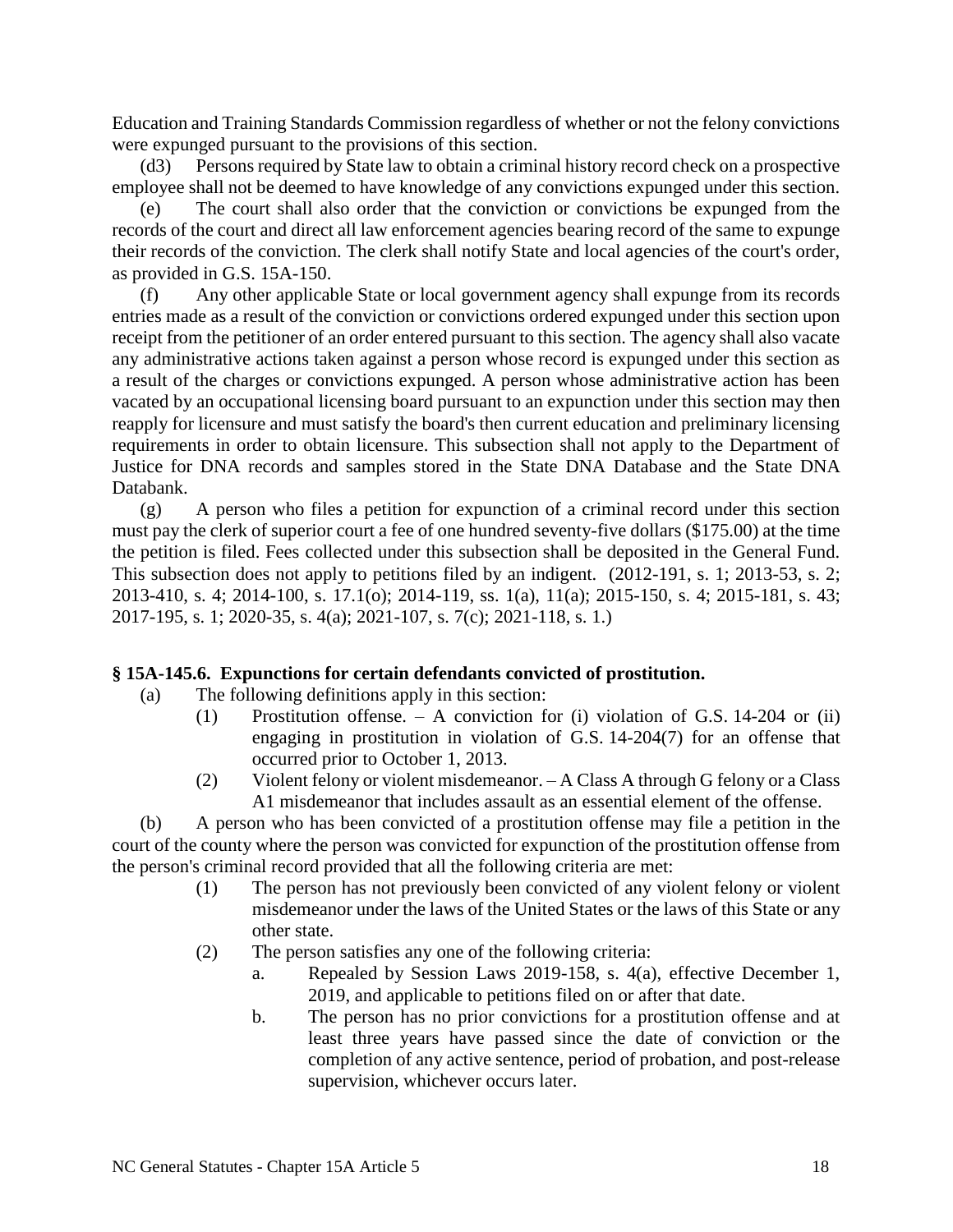Education and Training Standards Commission regardless of whether or not the felony convictions were expunged pursuant to the provisions of this section.

(d3) Persons required by State law to obtain a criminal history record check on a prospective employee shall not be deemed to have knowledge of any convictions expunged under this section.

(e) The court shall also order that the conviction or convictions be expunged from the records of the court and direct all law enforcement agencies bearing record of the same to expunge their records of the conviction. The clerk shall notify State and local agencies of the court's order, as provided in G.S. 15A-150.

(f) Any other applicable State or local government agency shall expunge from its records entries made as a result of the conviction or convictions ordered expunged under this section upon receipt from the petitioner of an order entered pursuant to this section. The agency shall also vacate any administrative actions taken against a person whose record is expunged under this section as a result of the charges or convictions expunged. A person whose administrative action has been vacated by an occupational licensing board pursuant to an expunction under this section may then reapply for licensure and must satisfy the board's then current education and preliminary licensing requirements in order to obtain licensure. This subsection shall not apply to the Department of Justice for DNA records and samples stored in the State DNA Database and the State DNA Databank.

(g) A person who files a petition for expunction of a criminal record under this section must pay the clerk of superior court a fee of one hundred seventy-five dollars ($175.00) at the time the petition is filed. Fees collected under this subsection shall be deposited in the General Fund. This subsection does not apply to petitions filed by an indigent. (2012-191, s. 1; 2013-53, s. 2; 2013-410, s. 4; 2014-100, s. 17.1(o); 2014-119, ss. 1(a), 11(a); 2015-150, s. 4; 2015-181, s. 43; 2017-195, s. 1; 2020-35, s. 4(a); 2021-107, s. 7(c); 2021-118, s. 1.)

**§ 15A-145.6. Expunctions for certain defendants convicted of prostitution.**

(a) The following definitions apply in this section:

(1) Prostitution offense. – A conviction for (i) violation of G.S. 14-204 or (ii) engaging in prostitution in violation of G.S. 14-204(7) for an offense that occurred prior to October 1, 2013.

(2) Violent felony or violent misdemeanor. – A Class A through G felony or a Class A1 misdemeanor that includes assault as an essential element of the offense.

(b) A person who has been convicted of a prostitution offense may file a petition in the court of the county where the person was convicted for expunction of the prostitution offense from the person's criminal record provided that all the following criteria are met:

(1) The person has not previously been convicted of any violent felony or violent misdemeanor under the laws of the United States or the laws of this State or any other state.

(2) The person satisfies any one of the following criteria:

a. Repealed by Session Laws 2019-158, s. 4(a), effective December 1, 2019, and applicable to petitions filed on or after that date.

b. The person has no prior convictions for a prostitution offense and at least three years have passed since the date of conviction or the completion of any active sentence, period of probation, and post-release supervision, whichever occurs later.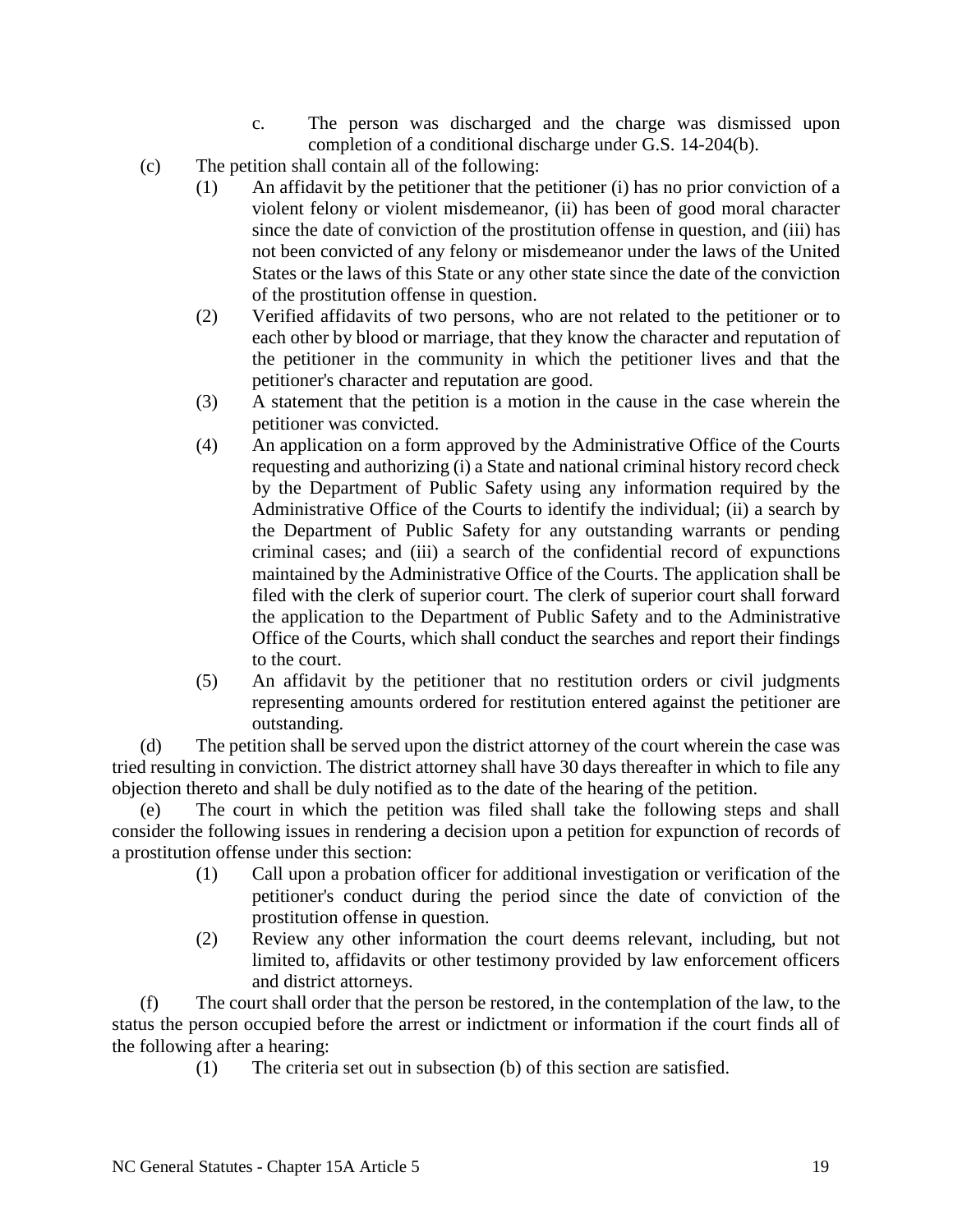c. The person was discharged and the charge was dismissed upon completion of a conditional discharge under G.S. 14-204(b).

(c) The petition shall contain all of the following:

(1) An affidavit by the petitioner that the petitioner (i) has no prior conviction of a violent felony or violent misdemeanor, (ii) has been of good moral character since the date of conviction of the prostitution offense in question, and (iii) has not been convicted of any felony or misdemeanor under the laws of the United States or the laws of this State or any other state since the date of the conviction of the prostitution offense in question.

(2) Verified affidavits of two persons, who are not related to the petitioner or to each other by blood or marriage, that they know the character and reputation of the petitioner in the community in which the petitioner lives and that the petitioner's character and reputation are good.

(3) A statement that the petition is a motion in the cause in the case wherein the petitioner was convicted.

(4) An application on a form approved by the Administrative Office of the Courts requesting and authorizing (i) a State and national criminal history record check by the Department of Public Safety using any information required by the Administrative Office of the Courts to identify the individual; (ii) a search by the Department of Public Safety for any outstanding warrants or pending criminal cases; and (iii) a search of the confidential record of expunctions maintained by the Administrative Office of the Courts. The application shall be filed with the clerk of superior court. The clerk of superior court shall forward the application to the Department of Public Safety and to the Administrative Office of the Courts, which shall conduct the searches and report their findings to the court.

(5) An affidavit by the petitioner that no restitution orders or civil judgments representing amounts ordered for restitution entered against the petitioner are outstanding.

(d) The petition shall be served upon the district attorney of the court wherein the case was tried resulting in conviction. The district attorney shall have 30 days thereafter in which to file any objection thereto and shall be duly notified as to the date of the hearing of the petition.

(e) The court in which the petition was filed shall take the following steps and shall consider the following issues in rendering a decision upon a petition for expunction of records of a prostitution offense under this section:

(1) Call upon a probation officer for additional investigation or verification of the petitioner's conduct during the period since the date of conviction of the prostitution offense in question.

(2) Review any other information the court deems relevant, including, but not limited to, affidavits or other testimony provided by law enforcement officers and district attorneys.

(f) The court shall order that the person be restored, in the contemplation of the law, to the status the person occupied before the arrest or indictment or information if the court finds all of the following after a hearing:

(1) The criteria set out in subsection (b) of this section are satisfied.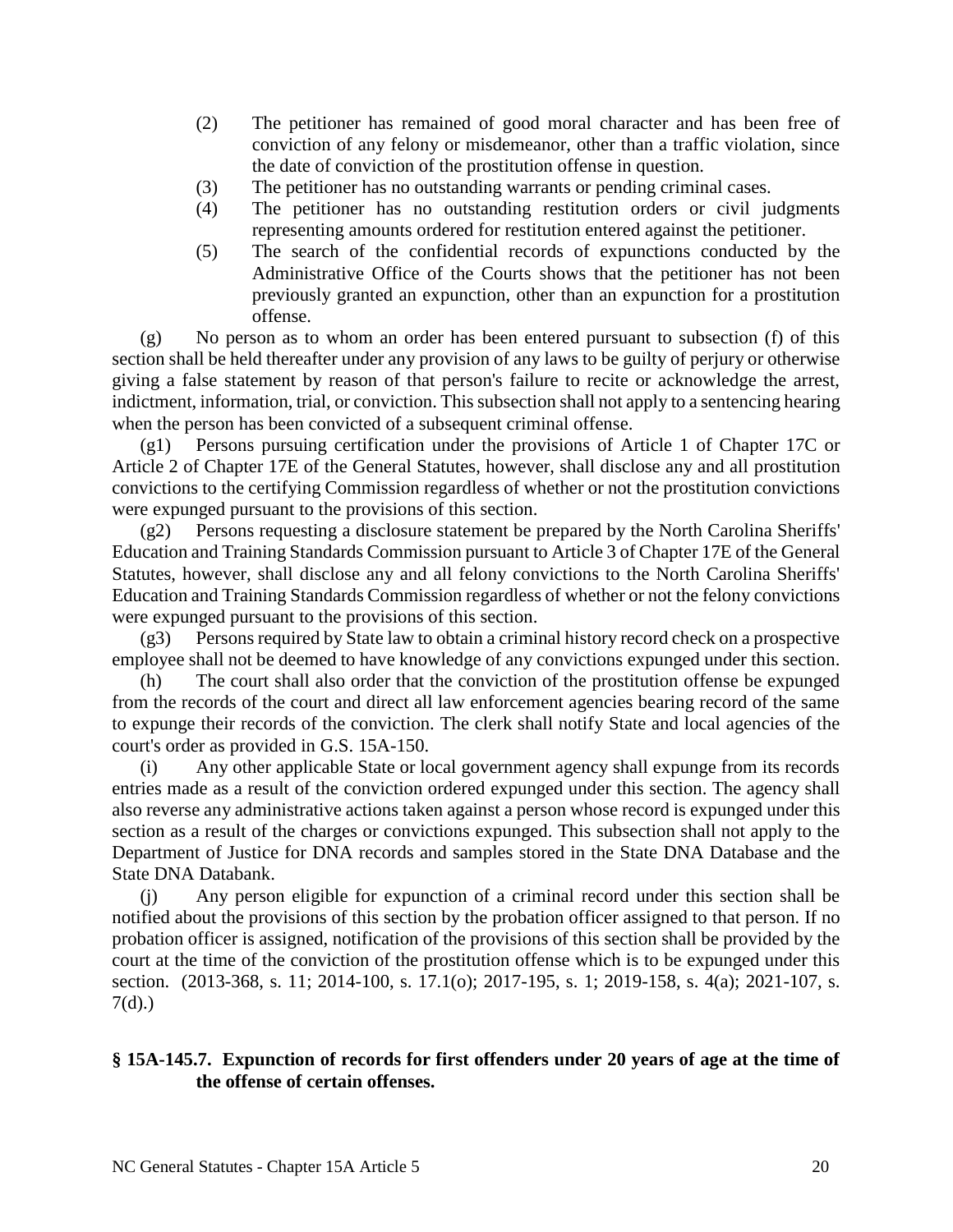(2) The petitioner has remained of good moral character and has been free of conviction of any felony or misdemeanor, other than a traffic violation, since the date of conviction of the prostitution offense in question.

(3) The petitioner has no outstanding warrants or pending criminal cases.

(4) The petitioner has no outstanding restitution orders or civil judgments representing amounts ordered for restitution entered against the petitioner.

(5) The search of the confidential records of expunctions conducted by the Administrative Office of the Courts shows that the petitioner has not been previously granted an expunction, other than an expunction for a prostitution offense.

(g) No person as to whom an order has been entered pursuant to subsection (f) of this section shall be held thereafter under any provision of any laws to be guilty of perjury or otherwise giving a false statement by reason of that person's failure to recite or acknowledge the arrest, indictment, information, trial, or conviction. This subsection shall not apply to a sentencing hearing when the person has been convicted of a subsequent criminal offense.

(g1) Persons pursuing certification under the provisions of Article 1 of Chapter 17C or Article 2 of Chapter 17E of the General Statutes, however, shall disclose any and all prostitution convictions to the certifying Commission regardless of whether or not the prostitution convictions were expunged pursuant to the provisions of this section.

(g2) Persons requesting a disclosure statement be prepared by the North Carolina Sheriffs' Education and Training Standards Commission pursuant to Article 3 of Chapter 17E of the General Statutes, however, shall disclose any and all felony convictions to the North Carolina Sheriffs' Education and Training Standards Commission regardless of whether or not the felony convictions were expunged pursuant to the provisions of this section.

(g3) Persons required by State law to obtain a criminal history record check on a prospective employee shall not be deemed to have knowledge of any convictions expunged under this section.

(h) The court shall also order that the conviction of the prostitution offense be expunged from the records of the court and direct all law enforcement agencies bearing record of the same to expunge their records of the conviction. The clerk shall notify State and local agencies of the court's order as provided in G.S. 15A-150.

(i) Any other applicable State or local government agency shall expunge from its records entries made as a result of the conviction ordered expunged under this section. The agency shall also reverse any administrative actions taken against a person whose record is expunged under this section as a result of the charges or convictions expunged. This subsection shall not apply to the Department of Justice for DNA records and samples stored in the State DNA Database and the State DNA Databank.

(j) Any person eligible for expunction of a criminal record under this section shall be notified about the provisions of this section by the probation officer assigned to that person. If no probation officer is assigned, notification of the provisions of this section shall be provided by the court at the time of the conviction of the prostitution offense which is to be expunged under this section. (2013-368, s. 11; 2014-100, s. 17.1(o); 2017-195, s. 1; 2019-158, s. 4(a); 2021-107, s. 7(d).)

### § 15A-145.7. Expunction of records for first offenders under 20 years of age at the time of the offense of certain offenses.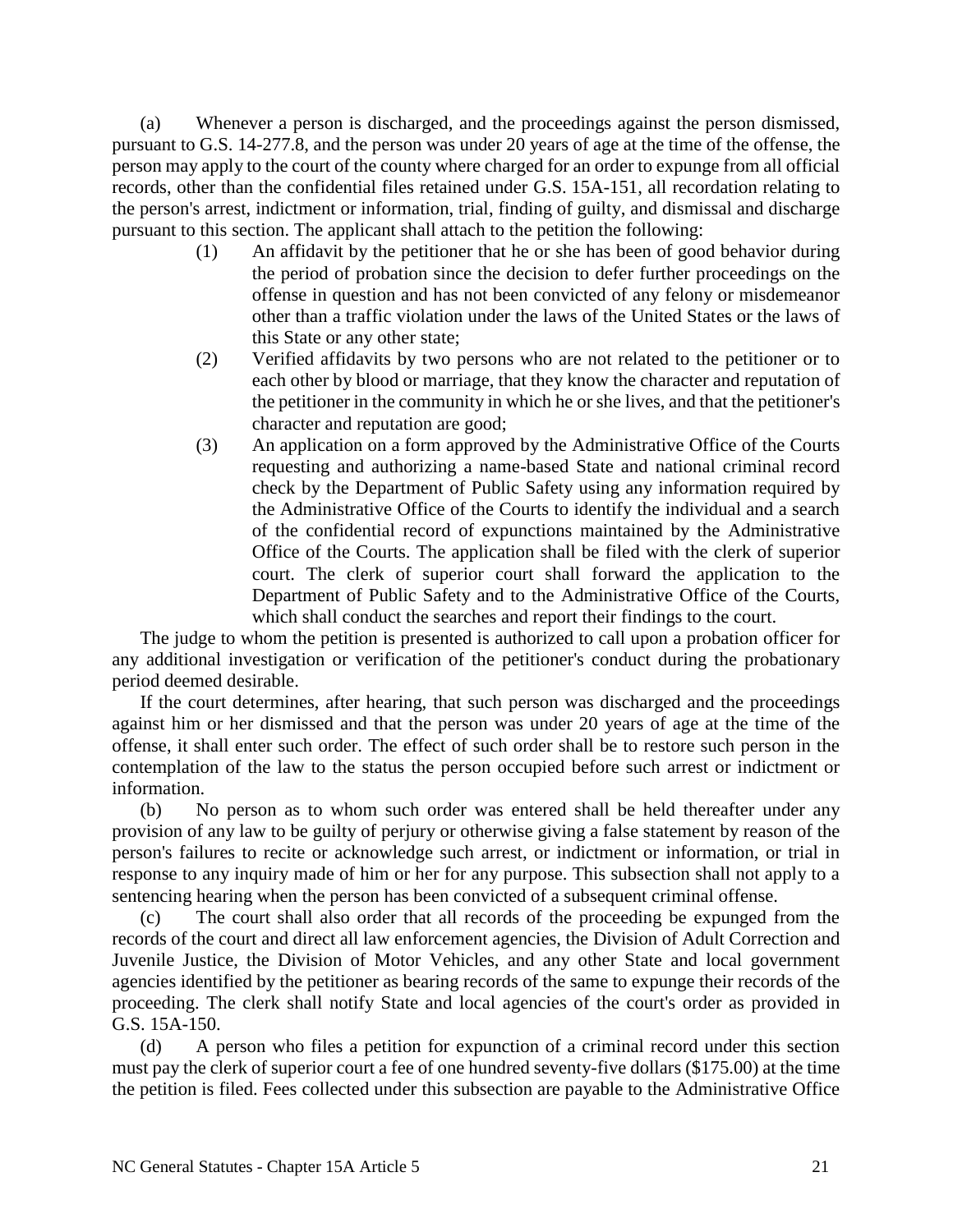(a) Whenever a person is discharged, and the proceedings against the person dismissed, pursuant to G.S. 14-277.8, and the person was under 20 years of age at the time of the offense, the person may apply to the court of the county where charged for an order to expunge from all official records, other than the confidential files retained under G.S. 15A-151, all recordation relating to the person's arrest, indictment or information, trial, finding of guilty, and dismissal and discharge pursuant to this section. The applicant shall attach to the petition the following:

> (1) An affidavit by the petitioner that he or she has been of good behavior during the period of probation since the decision to defer further proceedings on the offense in question and has not been convicted of any felony or misdemeanor other than a traffic violation under the laws of the United States or the laws of this State or any other state;
>
> (2) Verified affidavits by two persons who are not related to the petitioner or to each other by blood or marriage, that they know the character and reputation of the petitioner in the community in which he or she lives, and that the petitioner's character and reputation are good;
>
> (3) An application on a form approved by the Administrative Office of the Courts requesting and authorizing a name-based State and national criminal record check by the Department of Public Safety using any information required by the Administrative Office of the Courts to identify the individual and a search of the confidential record of expunctions maintained by the Administrative Office of the Courts. The application shall be filed with the clerk of superior court. The clerk of superior court shall forward the application to the Department of Public Safety and to the Administrative Office of the Courts, which shall conduct the searches and report their findings to the court.

The judge to whom the petition is presented is authorized to call upon a probation officer for any additional investigation or verification of the petitioner's conduct during the probationary period deemed desirable.

If the court determines, after hearing, that such person was discharged and the proceedings against him or her dismissed and that the person was under 20 years of age at the time of the offense, it shall enter such order. The effect of such order shall be to restore such person in the contemplation of the law to the status the person occupied before such arrest or indictment or information.

(b) No person as to whom such order was entered shall be held thereafter under any provision of any law to be guilty of perjury or otherwise giving a false statement by reason of the person's failures to recite or acknowledge such arrest, or indictment or information, or trial in response to any inquiry made of him or her for any purpose. This subsection shall not apply to a sentencing hearing when the person has been convicted of a subsequent criminal offense.

(c) The court shall also order that all records of the proceeding be expunged from the records of the court and direct all law enforcement agencies, the Division of Adult Correction and Juvenile Justice, the Division of Motor Vehicles, and any other State and local government agencies identified by the petitioner as bearing records of the same to expunge their records of the proceeding. The clerk shall notify State and local agencies of the court's order as provided in G.S. 15A-150.

(d) A person who files a petition for expunction of a criminal record under this section must pay the clerk of superior court a fee of one hundred seventy-five dollars ($175.00) at the time the petition is filed. Fees collected under this subsection are payable to the Administrative Office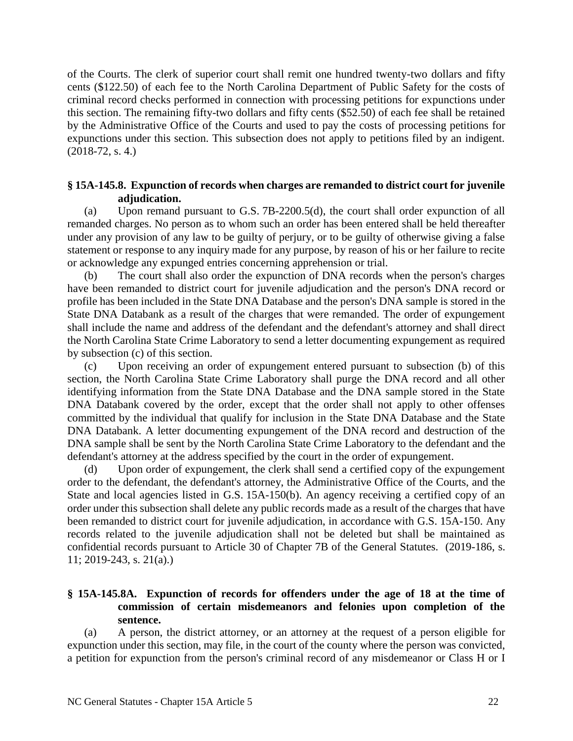of the Courts. The clerk of superior court shall remit one hundred twenty-two dollars and fifty cents ($122.50) of each fee to the North Carolina Department of Public Safety for the costs of criminal record checks performed in connection with processing petitions for expunctions under this section. The remaining fifty-two dollars and fifty cents ($52.50) of each fee shall be retained by the Administrative Office of the Courts and used to pay the costs of processing petitions for expunctions under this section. This subsection does not apply to petitions filed by an indigent. (2018-72, s. 4.)

**§ 15A-145.8. Expunction of records when charges are remanded to district court for juvenile adjudication.**

(a) Upon remand pursuant to G.S. 7B-2200.5(d), the court shall order expunction of all remanded charges. No person as to whom such an order has been entered shall be held thereafter under any provision of any law to be guilty of perjury, or to be guilty of otherwise giving a false statement or response to any inquiry made for any purpose, by reason of his or her failure to recite or acknowledge any expunged entries concerning apprehension or trial.

(b) The court shall also order the expunction of DNA records when the person's charges have been remanded to district court for juvenile adjudication and the person's DNA record or profile has been included in the State DNA Database and the person's DNA sample is stored in the State DNA Databank as a result of the charges that were remanded. The order of expungement shall include the name and address of the defendant and the defendant's attorney and shall direct the North Carolina State Crime Laboratory to send a letter documenting expungement as required by subsection (c) of this section.

(c) Upon receiving an order of expungement entered pursuant to subsection (b) of this section, the North Carolina State Crime Laboratory shall purge the DNA record and all other identifying information from the State DNA Database and the DNA sample stored in the State DNA Databank covered by the order, except that the order shall not apply to other offenses committed by the individual that qualify for inclusion in the State DNA Database and the State DNA Databank. A letter documenting expungement of the DNA record and destruction of the DNA sample shall be sent by the North Carolina State Crime Laboratory to the defendant and the defendant's attorney at the address specified by the court in the order of expungement.

(d) Upon order of expungement, the clerk shall send a certified copy of the expungement order to the defendant, the defendant's attorney, the Administrative Office of the Courts, and the State and local agencies listed in G.S. 15A-150(b). An agency receiving a certified copy of an order under this subsection shall delete any public records made as a result of the charges that have been remanded to district court for juvenile adjudication, in accordance with G.S. 15A-150. Any records related to the juvenile adjudication shall not be deleted but shall be maintained as confidential records pursuant to Article 30 of Chapter 7B of the General Statutes. (2019-186, s. 11; 2019-243, s. 21(a).)

**§ 15A-145.8A. Expunction of records for offenders under the age of 18 at the time of commission of certain misdemeanors and felonies upon completion of the sentence.**

(a) A person, the district attorney, or an attorney at the request of a person eligible for expunction under this section, may file, in the court of the county where the person was convicted, a petition for expunction from the person's criminal record of any misdemeanor or Class H or I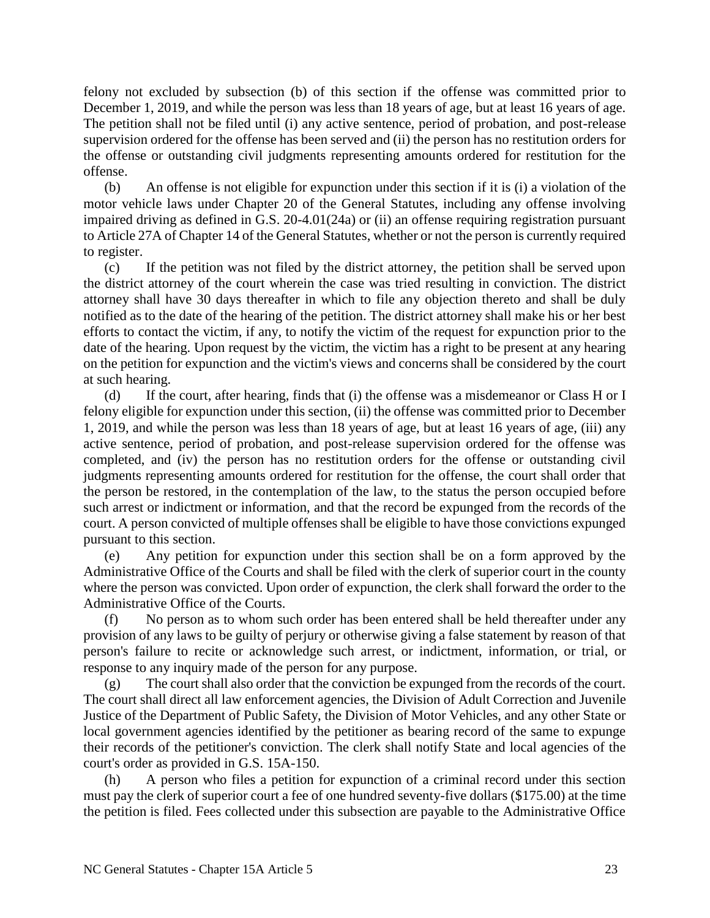felony not excluded by subsection (b) of this section if the offense was committed prior to December 1, 2019, and while the person was less than 18 years of age, but at least 16 years of age. The petition shall not be filed until (i) any active sentence, period of probation, and post-release supervision ordered for the offense has been served and (ii) the person has no restitution orders for the offense or outstanding civil judgments representing amounts ordered for restitution for the offense.

(b) An offense is not eligible for expunction under this section if it is (i) a violation of the motor vehicle laws under Chapter 20 of the General Statutes, including any offense involving impaired driving as defined in G.S. 20-4.01(24a) or (ii) an offense requiring registration pursuant to Article 27A of Chapter 14 of the General Statutes, whether or not the person is currently required to register.

(c) If the petition was not filed by the district attorney, the petition shall be served upon the district attorney of the court wherein the case was tried resulting in conviction. The district attorney shall have 30 days thereafter in which to file any objection thereto and shall be duly notified as to the date of the hearing of the petition. The district attorney shall make his or her best efforts to contact the victim, if any, to notify the victim of the request for expunction prior to the date of the hearing. Upon request by the victim, the victim has a right to be present at any hearing on the petition for expunction and the victim's views and concerns shall be considered by the court at such hearing.

(d) If the court, after hearing, finds that (i) the offense was a misdemeanor or Class H or I felony eligible for expunction under this section, (ii) the offense was committed prior to December 1, 2019, and while the person was less than 18 years of age, but at least 16 years of age, (iii) any active sentence, period of probation, and post-release supervision ordered for the offense was completed, and (iv) the person has no restitution orders for the offense or outstanding civil judgments representing amounts ordered for restitution for the offense, the court shall order that the person be restored, in the contemplation of the law, to the status the person occupied before such arrest or indictment or information, and that the record be expunged from the records of the court. A person convicted of multiple offenses shall be eligible to have those convictions expunged pursuant to this section.

(e) Any petition for expunction under this section shall be on a form approved by the Administrative Office of the Courts and shall be filed with the clerk of superior court in the county where the person was convicted. Upon order of expunction, the clerk shall forward the order to the Administrative Office of the Courts.

(f) No person as to whom such order has been entered shall be held thereafter under any provision of any laws to be guilty of perjury or otherwise giving a false statement by reason of that person's failure to recite or acknowledge such arrest, or indictment, information, or trial, or response to any inquiry made of the person for any purpose.

(g) The court shall also order that the conviction be expunged from the records of the court. The court shall direct all law enforcement agencies, the Division of Adult Correction and Juvenile Justice of the Department of Public Safety, the Division of Motor Vehicles, and any other State or local government agencies identified by the petitioner as bearing record of the same to expunge their records of the petitioner's conviction. The clerk shall notify State and local agencies of the court's order as provided in G.S. 15A-150.

(h) A person who files a petition for expunction of a criminal record under this section must pay the clerk of superior court a fee of one hundred seventy-five dollars ($175.00) at the time the petition is filed. Fees collected under this subsection are payable to the Administrative Office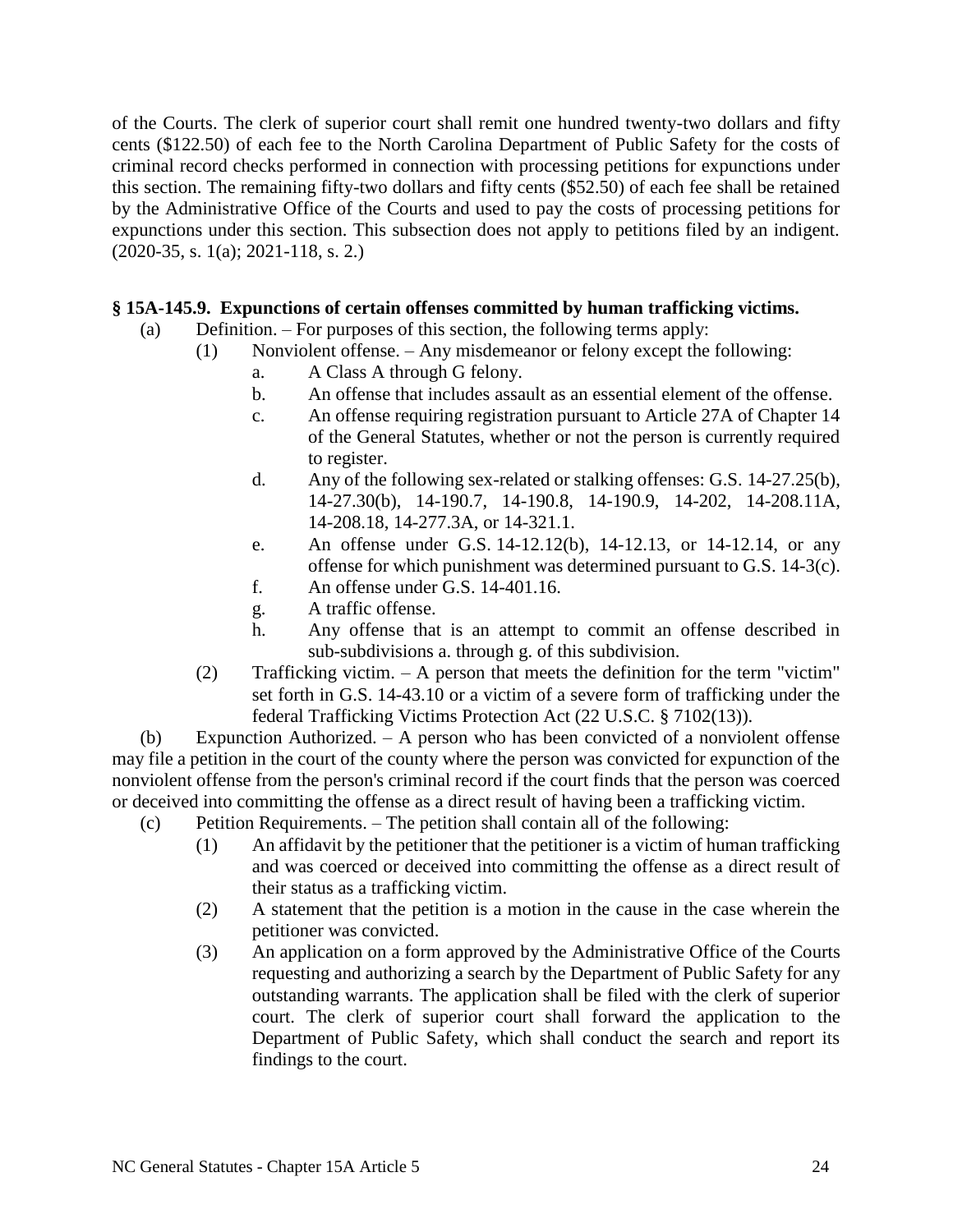of the Courts. The clerk of superior court shall remit one hundred twenty-two dollars and fifty cents ($122.50) of each fee to the North Carolina Department of Public Safety for the costs of criminal record checks performed in connection with processing petitions for expunctions under this section. The remaining fifty-two dollars and fifty cents ($52.50) of each fee shall be retained by the Administrative Office of the Courts and used to pay the costs of processing petitions for expunctions under this section. This subsection does not apply to petitions filed by an indigent. (2020-35, s. 1(a); 2021-118, s. 2.)

**§ 15A-145.9. Expunctions of certain offenses committed by human trafficking victims.**

(a) Definition. – For purposes of this section, the following terms apply:

(1) Nonviolent offense. – Any misdemeanor or felony except the following:

a. A Class A through G felony.

b. An offense that includes assault as an essential element of the offense.

c. An offense requiring registration pursuant to Article 27A of Chapter 14 of the General Statutes, whether or not the person is currently required to register.

d. Any of the following sex-related or stalking offenses: G.S. 14-27.25(b), 14-27.30(b), 14-190.7, 14-190.8, 14-190.9, 14-202, 14-208.11A, 14-208.18, 14-277.3A, or 14-321.1.

e. An offense under G.S. 14-12.12(b), 14-12.13, or 14-12.14, or any offense for which punishment was determined pursuant to G.S. 14-3(c).

f. An offense under G.S. 14-401.16.

g. A traffic offense.

h. Any offense that is an attempt to commit an offense described in sub-subdivisions a. through g. of this subdivision.

(2) Trafficking victim. – A person that meets the definition for the term "victim" set forth in G.S. 14-43.10 or a victim of a severe form of trafficking under the federal Trafficking Victims Protection Act (22 U.S.C. § 7102(13)).

(b) Expunction Authorized. – A person who has been convicted of a nonviolent offense may file a petition in the court of the county where the person was convicted for expunction of the nonviolent offense from the person's criminal record if the court finds that the person was coerced or deceived into committing the offense as a direct result of having been a trafficking victim.

(c) Petition Requirements. – The petition shall contain all of the following:

(1) An affidavit by the petitioner that the petitioner is a victim of human trafficking and was coerced or deceived into committing the offense as a direct result of their status as a trafficking victim.

(2) A statement that the petition is a motion in the cause in the case wherein the petitioner was convicted.

(3) An application on a form approved by the Administrative Office of the Courts requesting and authorizing a search by the Department of Public Safety for any outstanding warrants. The application shall be filed with the clerk of superior court. The clerk of superior court shall forward the application to the Department of Public Safety, which shall conduct the search and report its findings to the court.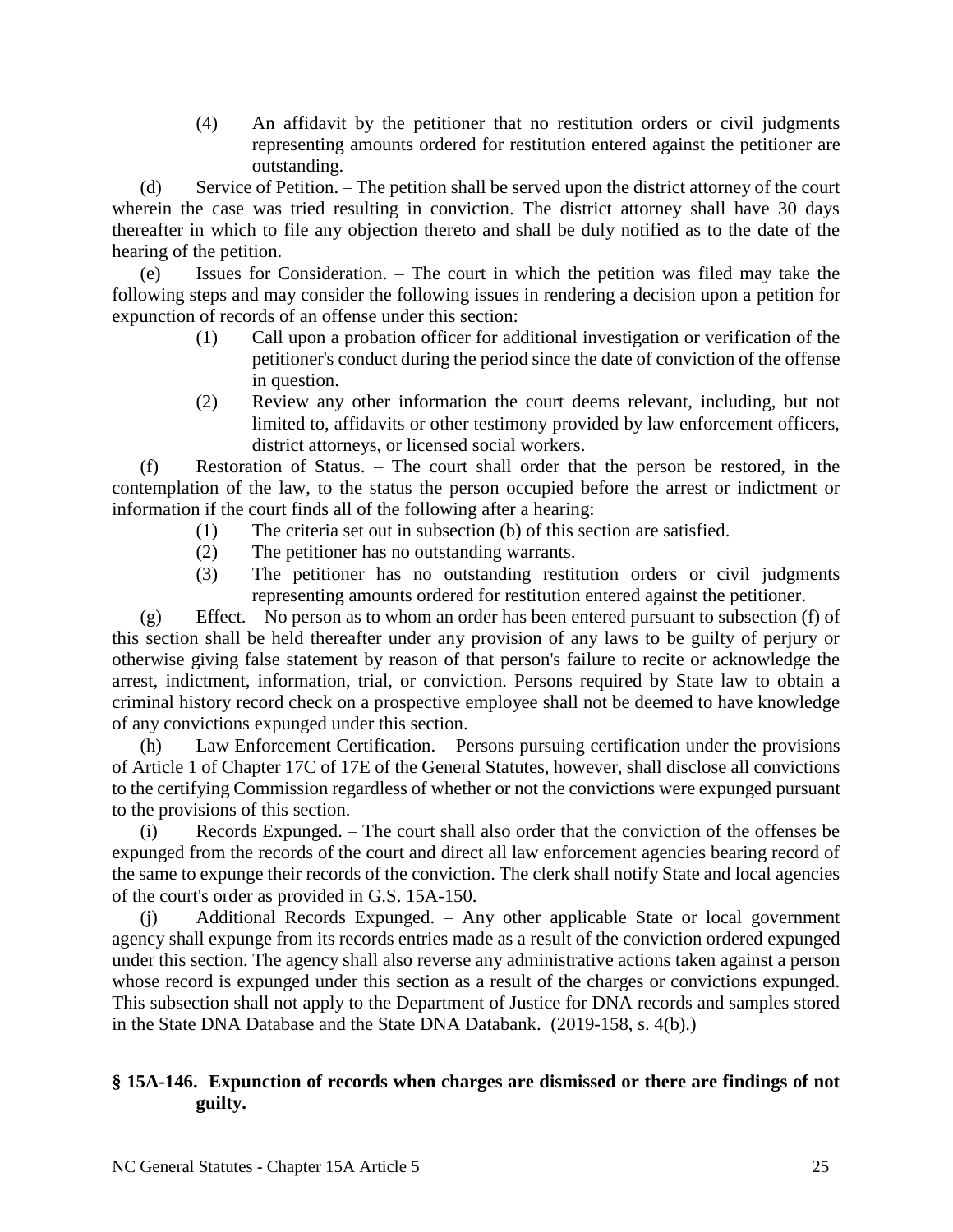(4) An affidavit by the petitioner that no restitution orders or civil judgments representing amounts ordered for restitution entered against the petitioner are outstanding.

(d) Service of Petition. – The petition shall be served upon the district attorney of the court wherein the case was tried resulting in conviction. The district attorney shall have 30 days thereafter in which to file any objection thereto and shall be duly notified as to the date of the hearing of the petition.

(e) Issues for Consideration. – The court in which the petition was filed may take the following steps and may consider the following issues in rendering a decision upon a petition for expunction of records of an offense under this section:

(1) Call upon a probation officer for additional investigation or verification of the petitioner's conduct during the period since the date of conviction of the offense in question.

(2) Review any other information the court deems relevant, including, but not limited to, affidavits or other testimony provided by law enforcement officers, district attorneys, or licensed social workers.

(f) Restoration of Status. – The court shall order that the person be restored, in the contemplation of the law, to the status the person occupied before the arrest or indictment or information if the court finds all of the following after a hearing:

(1) The criteria set out in subsection (b) of this section are satisfied.

(2) The petitioner has no outstanding warrants.

(3) The petitioner has no outstanding restitution orders or civil judgments representing amounts ordered for restitution entered against the petitioner.

(g) Effect. – No person as to whom an order has been entered pursuant to subsection (f) of this section shall be held thereafter under any provision of any laws to be guilty of perjury or otherwise giving false statement by reason of that person's failure to recite or acknowledge the arrest, indictment, information, trial, or conviction. Persons required by State law to obtain a criminal history record check on a prospective employee shall not be deemed to have knowledge of any convictions expunged under this section.

(h) Law Enforcement Certification. – Persons pursuing certification under the provisions of Article 1 of Chapter 17C of 17E of the General Statutes, however, shall disclose all convictions to the certifying Commission regardless of whether or not the convictions were expunged pursuant to the provisions of this section.

(i) Records Expunged. – The court shall also order that the conviction of the offenses be expunged from the records of the court and direct all law enforcement agencies bearing record of the same to expunge their records of the conviction. The clerk shall notify State and local agencies of the court's order as provided in G.S. 15A-150.

(j) Additional Records Expunged. – Any other applicable State or local government agency shall expunge from its records entries made as a result of the conviction ordered expunged under this section. The agency shall also reverse any administrative actions taken against a person whose record is expunged under this section as a result of the charges or convictions expunged. This subsection shall not apply to the Department of Justice for DNA records and samples stored in the State DNA Database and the State DNA Databank. (2019-158, s. 4(b).)

### § 15A-146. Expunction of records when charges are dismissed or there are findings of not guilty.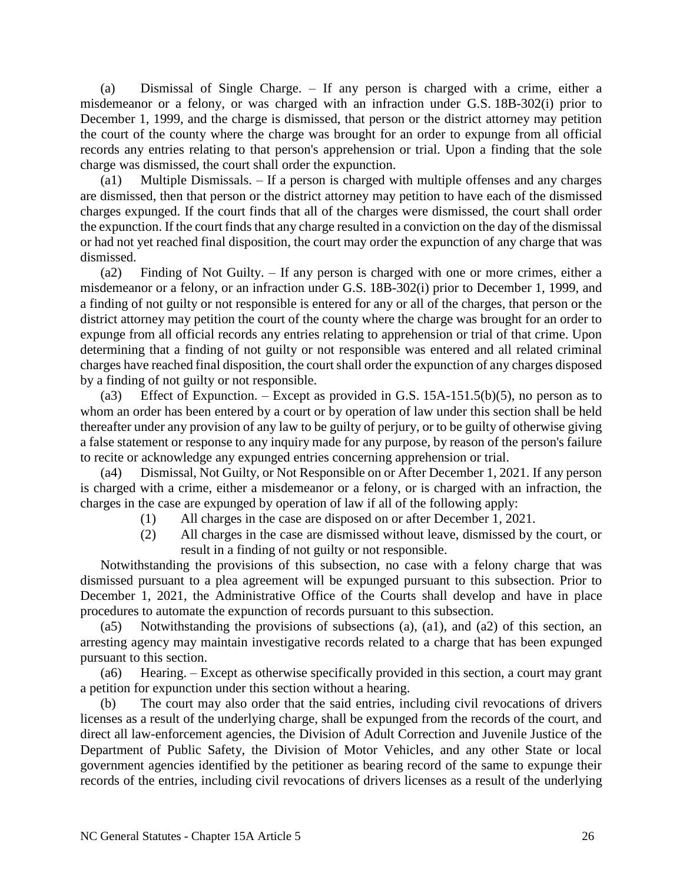(a) Dismissal of Single Charge. – If any person is charged with a crime, either a misdemeanor or a felony, or was charged with an infraction under G.S. 18B-302(i) prior to December 1, 1999, and the charge is dismissed, that person or the district attorney may petition the court of the county where the charge was brought for an order to expunge from all official records any entries relating to that person's apprehension or trial. Upon a finding that the sole charge was dismissed, the court shall order the expunction.

(a1) Multiple Dismissals. – If a person is charged with multiple offenses and any charges are dismissed, then that person or the district attorney may petition to have each of the dismissed charges expunged. If the court finds that all of the charges were dismissed, the court shall order the expunction. If the court finds that any charge resulted in a conviction on the day of the dismissal or had not yet reached final disposition, the court may order the expunction of any charge that was dismissed.

(a2) Finding of Not Guilty. – If any person is charged with one or more crimes, either a misdemeanor or a felony, or an infraction under G.S. 18B-302(i) prior to December 1, 1999, and a finding of not guilty or not responsible is entered for any or all of the charges, that person or the district attorney may petition the court of the county where the charge was brought for an order to expunge from all official records any entries relating to apprehension or trial of that crime. Upon determining that a finding of not guilty or not responsible was entered and all related criminal charges have reached final disposition, the court shall order the expunction of any charges disposed by a finding of not guilty or not responsible.

(a3) Effect of Expunction. – Except as provided in G.S. 15A-151.5(b)(5), no person as to whom an order has been entered by a court or by operation of law under this section shall be held thereafter under any provision of any law to be guilty of perjury, or to be guilty of otherwise giving a false statement or response to any inquiry made for any purpose, by reason of the person's failure to recite or acknowledge any expunged entries concerning apprehension or trial.

(a4) Dismissal, Not Guilty, or Not Responsible on or After December 1, 2021. If any person is charged with a crime, either a misdemeanor or a felony, or is charged with an infraction, the charges in the case are expunged by operation of law if all of the following apply:

(1) All charges in the case are disposed on or after December 1, 2021.

(2) All charges in the case are dismissed without leave, dismissed by the court, or result in a finding of not guilty or not responsible.

Notwithstanding the provisions of this subsection, no case with a felony charge that was dismissed pursuant to a plea agreement will be expunged pursuant to this subsection. Prior to December 1, 2021, the Administrative Office of the Courts shall develop and have in place procedures to automate the expunction of records pursuant to this subsection.

(a5) Notwithstanding the provisions of subsections (a), (a1), and (a2) of this section, an arresting agency may maintain investigative records related to a charge that has been expunged pursuant to this section.

(a6) Hearing. – Except as otherwise specifically provided in this section, a court may grant a petition for expunction under this section without a hearing.

(b) The court may also order that the said entries, including civil revocations of drivers licenses as a result of the underlying charge, shall be expunged from the records of the court, and direct all law-enforcement agencies, the Division of Adult Correction and Juvenile Justice of the Department of Public Safety, the Division of Motor Vehicles, and any other State or local government agencies identified by the petitioner as bearing record of the same to expunge their records of the entries, including civil revocations of drivers licenses as a result of the underlying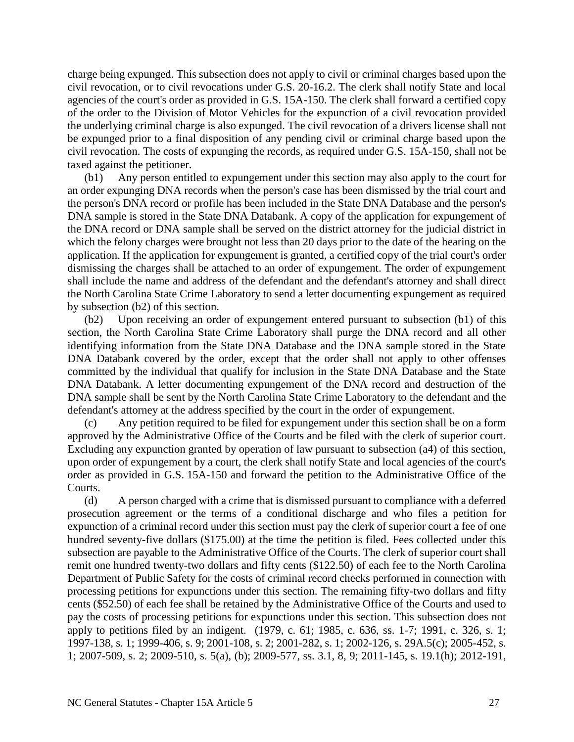charge being expunged. This subsection does not apply to civil or criminal charges based upon the civil revocation, or to civil revocations under G.S. 20-16.2. The clerk shall notify State and local agencies of the court's order as provided in G.S. 15A-150. The clerk shall forward a certified copy of the order to the Division of Motor Vehicles for the expunction of a civil revocation provided the underlying criminal charge is also expunged. The civil revocation of a drivers license shall not be expunged prior to a final disposition of any pending civil or criminal charge based upon the civil revocation. The costs of expunging the records, as required under G.S. 15A-150, shall not be taxed against the petitioner.

(b1) Any person entitled to expungement under this section may also apply to the court for an order expunging DNA records when the person's case has been dismissed by the trial court and the person's DNA record or profile has been included in the State DNA Database and the person's DNA sample is stored in the State DNA Databank. A copy of the application for expungement of the DNA record or DNA sample shall be served on the district attorney for the judicial district in which the felony charges were brought not less than 20 days prior to the date of the hearing on the application. If the application for expungement is granted, a certified copy of the trial court's order dismissing the charges shall be attached to an order of expungement. The order of expungement shall include the name and address of the defendant and the defendant's attorney and shall direct the North Carolina State Crime Laboratory to send a letter documenting expungement as required by subsection (b2) of this section.

(b2) Upon receiving an order of expungement entered pursuant to subsection (b1) of this section, the North Carolina State Crime Laboratory shall purge the DNA record and all other identifying information from the State DNA Database and the DNA sample stored in the State DNA Databank covered by the order, except that the order shall not apply to other offenses committed by the individual that qualify for inclusion in the State DNA Database and the State DNA Databank. A letter documenting expungement of the DNA record and destruction of the DNA sample shall be sent by the North Carolina State Crime Laboratory to the defendant and the defendant's attorney at the address specified by the court in the order of expungement.

(c) Any petition required to be filed for expungement under this section shall be on a form approved by the Administrative Office of the Courts and be filed with the clerk of superior court. Excluding any expunction granted by operation of law pursuant to subsection (a4) of this section, upon order of expungement by a court, the clerk shall notify State and local agencies of the court's order as provided in G.S. 15A-150 and forward the petition to the Administrative Office of the Courts.

(d) A person charged with a crime that is dismissed pursuant to compliance with a deferred prosecution agreement or the terms of a conditional discharge and who files a petition for expunction of a criminal record under this section must pay the clerk of superior court a fee of one hundred seventy-five dollars ($175.00) at the time the petition is filed. Fees collected under this subsection are payable to the Administrative Office of the Courts. The clerk of superior court shall remit one hundred twenty-two dollars and fifty cents ($122.50) of each fee to the North Carolina Department of Public Safety for the costs of criminal record checks performed in connection with processing petitions for expunctions under this section. The remaining fifty-two dollars and fifty cents ($52.50) of each fee shall be retained by the Administrative Office of the Courts and used to pay the costs of processing petitions for expunctions under this section. This subsection does not apply to petitions filed by an indigent. (1979, c. 61; 1985, c. 636, ss. 1-7; 1991, c. 326, s. 1; 1997-138, s. 1; 1999-406, s. 9; 2001-108, s. 2; 2001-282, s. 1; 2002-126, s. 29A.5(c); 2005-452, s. 1; 2007-509, s. 2; 2009-510, s. 5(a), (b); 2009-577, ss. 3.1, 8, 9; 2011-145, s. 19.1(h); 2012-191,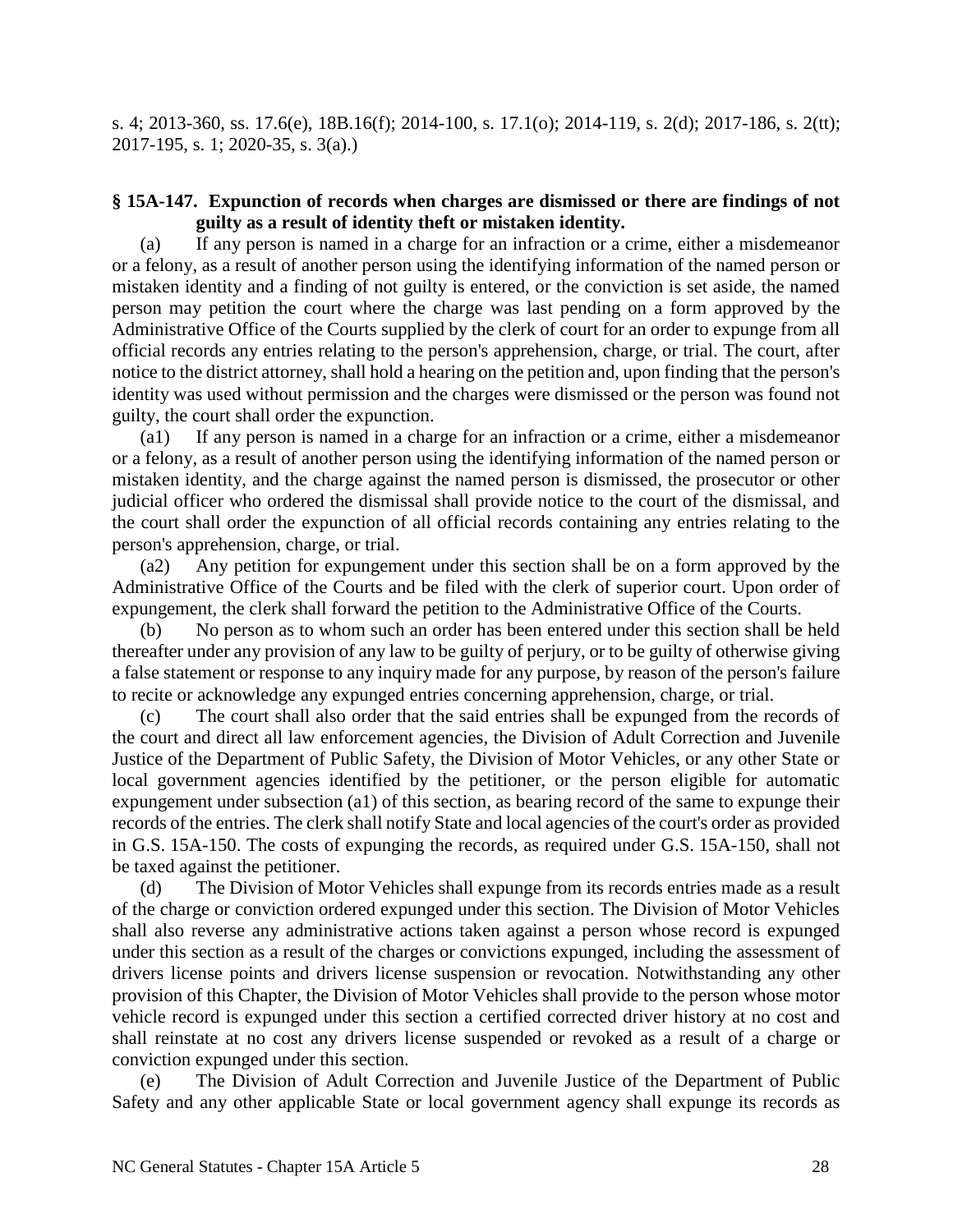s. 4; 2013-360, ss. 17.6(e), 18B.16(f); 2014-100, s. 17.1(o); 2014-119, s. 2(d); 2017-186, s. 2(tt); 2017-195, s. 1; 2020-35, s. 3(a).)

**§ 15A-147. Expunction of records when charges are dismissed or there are findings of not guilty as a result of identity theft or mistaken identity.**

(a) If any person is named in a charge for an infraction or a crime, either a misdemeanor or a felony, as a result of another person using the identifying information of the named person or mistaken identity and a finding of not guilty is entered, or the conviction is set aside, the named person may petition the court where the charge was last pending on a form approved by the Administrative Office of the Courts supplied by the clerk of court for an order to expunge from all official records any entries relating to the person's apprehension, charge, or trial. The court, after notice to the district attorney, shall hold a hearing on the petition and, upon finding that the person's identity was used without permission and the charges were dismissed or the person was found not guilty, the court shall order the expunction.

(a1) If any person is named in a charge for an infraction or a crime, either a misdemeanor or a felony, as a result of another person using the identifying information of the named person or mistaken identity, and the charge against the named person is dismissed, the prosecutor or other judicial officer who ordered the dismissal shall provide notice to the court of the dismissal, and the court shall order the expunction of all official records containing any entries relating to the person's apprehension, charge, or trial.

(a2) Any petition for expungement under this section shall be on a form approved by the Administrative Office of the Courts and be filed with the clerk of superior court. Upon order of expungement, the clerk shall forward the petition to the Administrative Office of the Courts.

(b) No person as to whom such an order has been entered under this section shall be held thereafter under any provision of any law to be guilty of perjury, or to be guilty of otherwise giving a false statement or response to any inquiry made for any purpose, by reason of the person's failure to recite or acknowledge any expunged entries concerning apprehension, charge, or trial.

(c) The court shall also order that the said entries shall be expunged from the records of the court and direct all law enforcement agencies, the Division of Adult Correction and Juvenile Justice of the Department of Public Safety, the Division of Motor Vehicles, or any other State or local government agencies identified by the petitioner, or the person eligible for automatic expungement under subsection (a1) of this section, as bearing record of the same to expunge their records of the entries. The clerk shall notify State and local agencies of the court's order as provided in G.S. 15A-150. The costs of expunging the records, as required under G.S. 15A-150, shall not be taxed against the petitioner.

(d) The Division of Motor Vehicles shall expunge from its records entries made as a result of the charge or conviction ordered expunged under this section. The Division of Motor Vehicles shall also reverse any administrative actions taken against a person whose record is expunged under this section as a result of the charges or convictions expunged, including the assessment of drivers license points and drivers license suspension or revocation. Notwithstanding any other provision of this Chapter, the Division of Motor Vehicles shall provide to the person whose motor vehicle record is expunged under this section a certified corrected driver history at no cost and shall reinstate at no cost any drivers license suspended or revoked as a result of a charge or conviction expunged under this section.

(e) The Division of Adult Correction and Juvenile Justice of the Department of Public Safety and any other applicable State or local government agency shall expunge its records as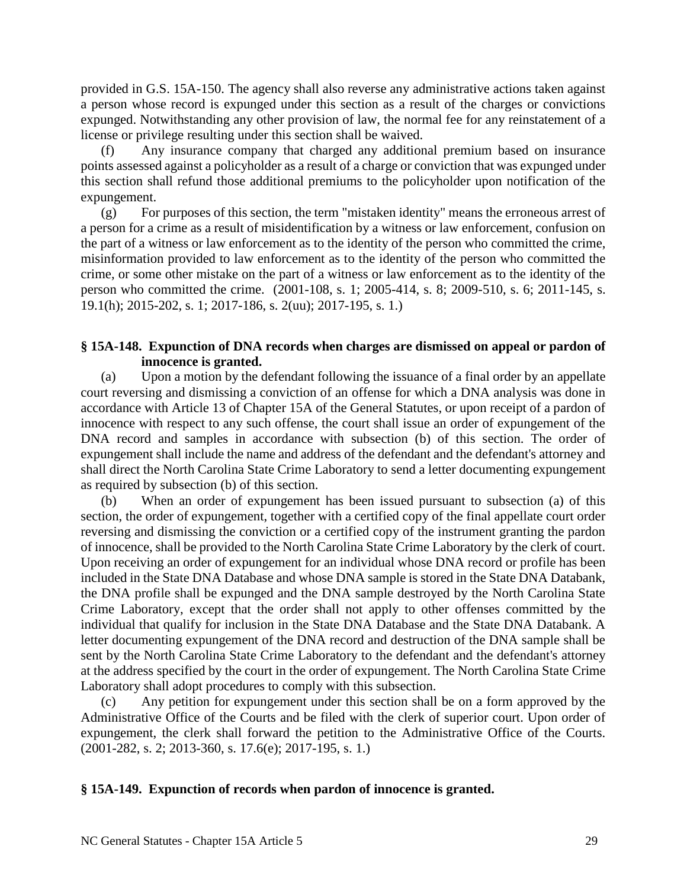provided in G.S. 15A-150. The agency shall also reverse any administrative actions taken against a person whose record is expunged under this section as a result of the charges or convictions expunged. Notwithstanding any other provision of law, the normal fee for any reinstatement of a license or privilege resulting under this section shall be waived.

(f) Any insurance company that charged any additional premium based on insurance points assessed against a policyholder as a result of a charge or conviction that was expunged under this section shall refund those additional premiums to the policyholder upon notification of the expungement.

(g) For purposes of this section, the term "mistaken identity" means the erroneous arrest of a person for a crime as a result of misidentification by a witness or law enforcement, confusion on the part of a witness or law enforcement as to the identity of the person who committed the crime, misinformation provided to law enforcement as to the identity of the person who committed the crime, or some other mistake on the part of a witness or law enforcement as to the identity of the person who committed the crime. (2001-108, s. 1; 2005-414, s. 8; 2009-510, s. 6; 2011-145, s. 19.1(h); 2015-202, s. 1; 2017-186, s. 2(uu); 2017-195, s. 1.)

**§ 15A-148. Expunction of DNA records when charges are dismissed on appeal or pardon of innocence is granted.**

(a) Upon a motion by the defendant following the issuance of a final order by an appellate court reversing and dismissing a conviction of an offense for which a DNA analysis was done in accordance with Article 13 of Chapter 15A of the General Statutes, or upon receipt of a pardon of innocence with respect to any such offense, the court shall issue an order of expungement of the DNA record and samples in accordance with subsection (b) of this section. The order of expungement shall include the name and address of the defendant and the defendant's attorney and shall direct the North Carolina State Crime Laboratory to send a letter documenting expungement as required by subsection (b) of this section.

(b) When an order of expungement has been issued pursuant to subsection (a) of this section, the order of expungement, together with a certified copy of the final appellate court order reversing and dismissing the conviction or a certified copy of the instrument granting the pardon of innocence, shall be provided to the North Carolina State Crime Laboratory by the clerk of court. Upon receiving an order of expungement for an individual whose DNA record or profile has been included in the State DNA Database and whose DNA sample is stored in the State DNA Databank, the DNA profile shall be expunged and the DNA sample destroyed by the North Carolina State Crime Laboratory, except that the order shall not apply to other offenses committed by the individual that qualify for inclusion in the State DNA Database and the State DNA Databank. A letter documenting expungement of the DNA record and destruction of the DNA sample shall be sent by the North Carolina State Crime Laboratory to the defendant and the defendant's attorney at the address specified by the court in the order of expungement. The North Carolina State Crime Laboratory shall adopt procedures to comply with this subsection.

(c) Any petition for expungement under this section shall be on a form approved by the Administrative Office of the Courts and be filed with the clerk of superior court. Upon order of expungement, the clerk shall forward the petition to the Administrative Office of the Courts. (2001-282, s. 2; 2013-360, s. 17.6(e); 2017-195, s. 1.)

**§ 15A-149. Expunction of records when pardon of innocence is granted.**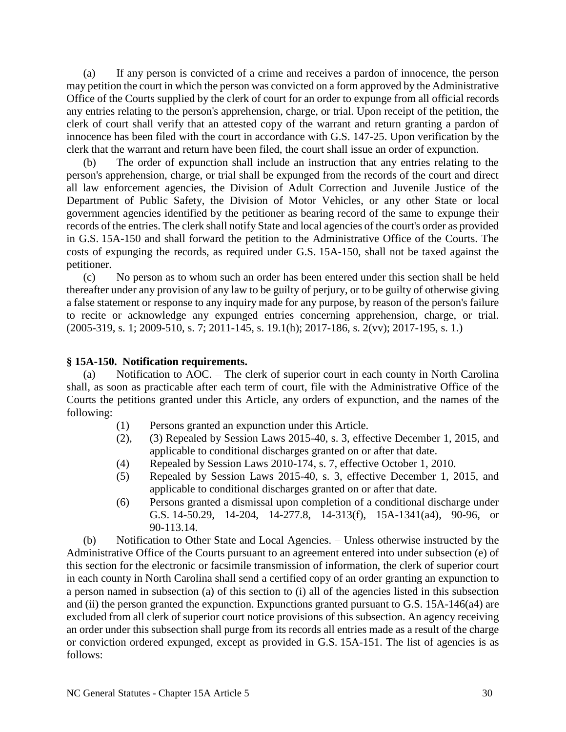(a) If any person is convicted of a crime and receives a pardon of innocence, the person may petition the court in which the person was convicted on a form approved by the Administrative Office of the Courts supplied by the clerk of court for an order to expunge from all official records any entries relating to the person's apprehension, charge, or trial. Upon receipt of the petition, the clerk of court shall verify that an attested copy of the warrant and return granting a pardon of innocence has been filed with the court in accordance with G.S. 147-25. Upon verification by the clerk that the warrant and return have been filed, the court shall issue an order of expunction.

(b) The order of expunction shall include an instruction that any entries relating to the person's apprehension, charge, or trial shall be expunged from the records of the court and direct all law enforcement agencies, the Division of Adult Correction and Juvenile Justice of the Department of Public Safety, the Division of Motor Vehicles, or any other State or local government agencies identified by the petitioner as bearing record of the same to expunge their records of the entries. The clerk shall notify State and local agencies of the court's order as provided in G.S. 15A-150 and shall forward the petition to the Administrative Office of the Courts. The costs of expunging the records, as required under G.S. 15A-150, shall not be taxed against the petitioner.

(c) No person as to whom such an order has been entered under this section shall be held thereafter under any provision of any law to be guilty of perjury, or to be guilty of otherwise giving a false statement or response to any inquiry made for any purpose, by reason of the person's failure to recite or acknowledge any expunged entries concerning apprehension, charge, or trial. (2005-319, s. 1; 2009-510, s. 7; 2011-145, s. 19.1(h); 2017-186, s. 2(vv); 2017-195, s. 1.)

**§ 15A-150. Notification requirements.**

(a) Notification to AOC. – The clerk of superior court in each county in North Carolina shall, as soon as practicable after each term of court, file with the Administrative Office of the Courts the petitions granted under this Article, any orders of expunction, and the names of the following:

(1) Persons granted an expunction under this Article.

(2), (3) Repealed by Session Laws 2015-40, s. 3, effective December 1, 2015, and applicable to conditional discharges granted on or after that date.

(4) Repealed by Session Laws 2010-174, s. 7, effective October 1, 2010.

(5) Repealed by Session Laws 2015-40, s. 3, effective December 1, 2015, and applicable to conditional discharges granted on or after that date.

(6) Persons granted a dismissal upon completion of a conditional discharge under G.S. 14-50.29, 14-204, 14-277.8, 14-313(f), 15A-1341(a4), 90-96, or 90-113.14.

(b) Notification to Other State and Local Agencies. – Unless otherwise instructed by the Administrative Office of the Courts pursuant to an agreement entered into under subsection (e) of this section for the electronic or facsimile transmission of information, the clerk of superior court in each county in North Carolina shall send a certified copy of an order granting an expunction to a person named in subsection (a) of this section to (i) all of the agencies listed in this subsection and (ii) the person granted the expunction. Expunctions granted pursuant to G.S. 15A-146(a4) are excluded from all clerk of superior court notice provisions of this subsection. An agency receiving an order under this subsection shall purge from its records all entries made as a result of the charge or conviction ordered expunged, except as provided in G.S. 15A-151. The list of agencies is as follows: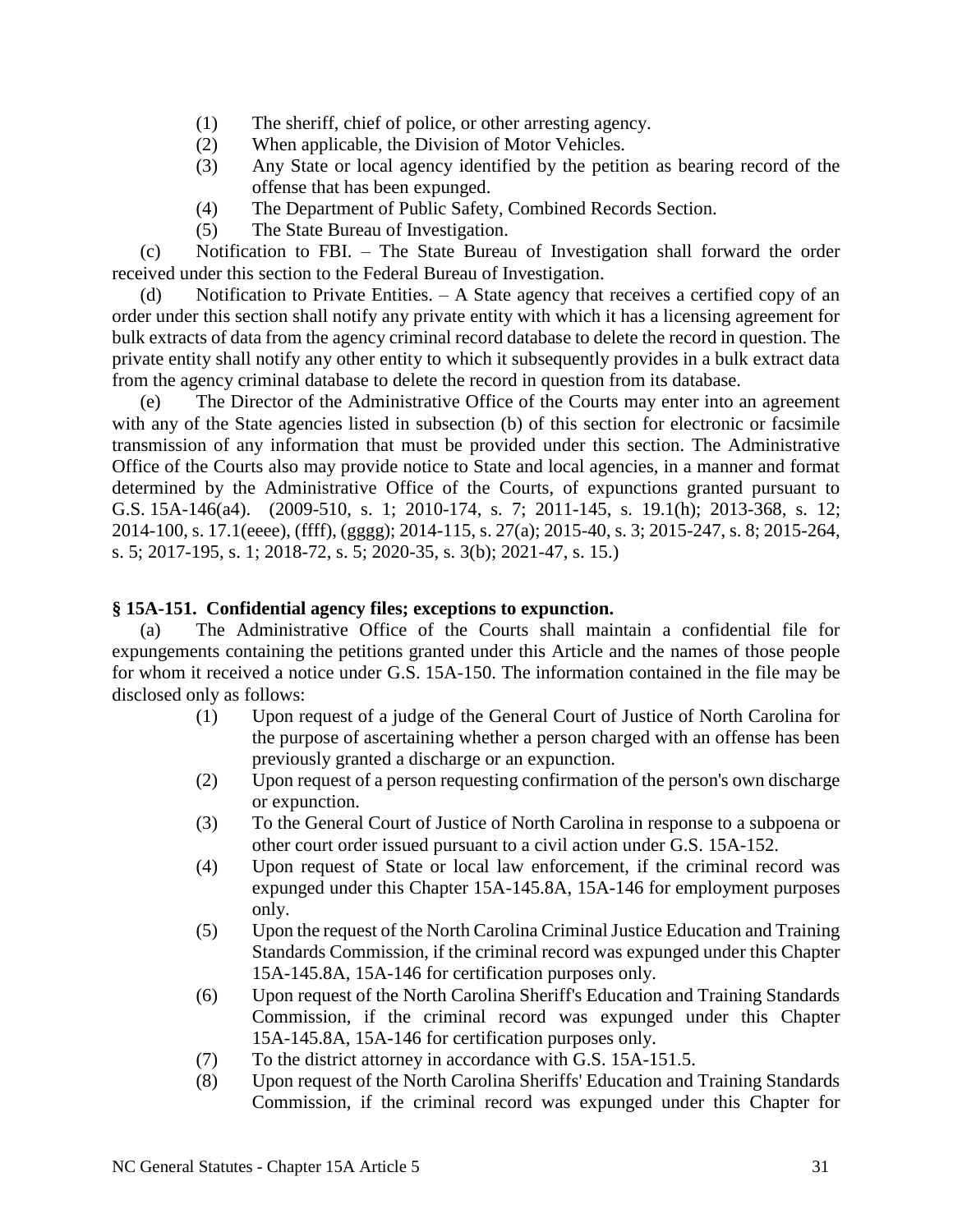(1) The sheriff, chief of police, or other arresting agency.
(2) When applicable, the Division of Motor Vehicles.
(3) Any State or local agency identified by the petition as bearing record of the offense that has been expunged.
(4) The Department of Public Safety, Combined Records Section.
(5) The State Bureau of Investigation.

(c) Notification to FBI. – The State Bureau of Investigation shall forward the order received under this section to the Federal Bureau of Investigation.

(d) Notification to Private Entities. – A State agency that receives a certified copy of an order under this section shall notify any private entity with which it has a licensing agreement for bulk extracts of data from the agency criminal record database to delete the record in question. The private entity shall notify any other entity to which it subsequently provides in a bulk extract data from the agency criminal database to delete the record in question from its database.

(e) The Director of the Administrative Office of the Courts may enter into an agreement with any of the State agencies listed in subsection (b) of this section for electronic or facsimile transmission of any information that must be provided under this section. The Administrative Office of the Courts also may provide notice to State and local agencies, in a manner and format determined by the Administrative Office of the Courts, of expunctions granted pursuant to G.S. 15A-146(a4). (2009-510, s. 1; 2010-174, s. 7; 2011-145, s. 19.1(h); 2013-368, s. 12; 2014-100, s. 17.1(eeee), (ffff), (gggg); 2014-115, s. 27(a); 2015-40, s. 3; 2015-247, s. 8; 2015-264, s. 5; 2017-195, s. 1; 2018-72, s. 5; 2020-35, s. 3(b); 2021-47, s. 15.)

**§ 15A-151. Confidential agency files; exceptions to expunction.**

(a) The Administrative Office of the Courts shall maintain a confidential file for expungements containing the petitions granted under this Article and the names of those people for whom it received a notice under G.S. 15A-150. The information contained in the file may be disclosed only as follows:

(1) Upon request of a judge of the General Court of Justice of North Carolina for the purpose of ascertaining whether a person charged with an offense has been previously granted a discharge or an expunction.
(2) Upon request of a person requesting confirmation of the person's own discharge or expunction.
(3) To the General Court of Justice of North Carolina in response to a subpoena or other court order issued pursuant to a civil action under G.S. 15A-152.
(4) Upon request of State or local law enforcement, if the criminal record was expunged under this Chapter 15A-145.8A, 15A-146 for employment purposes only.
(5) Upon the request of the North Carolina Criminal Justice Education and Training Standards Commission, if the criminal record was expunged under this Chapter 15A-145.8A, 15A-146 for certification purposes only.
(6) Upon request of the North Carolina Sheriff's Education and Training Standards Commission, if the criminal record was expunged under this Chapter 15A-145.8A, 15A-146 for certification purposes only.
(7) To the district attorney in accordance with G.S. 15A-151.5.
(8) Upon request of the North Carolina Sheriffs' Education and Training Standards Commission, if the criminal record was expunged under this Chapter for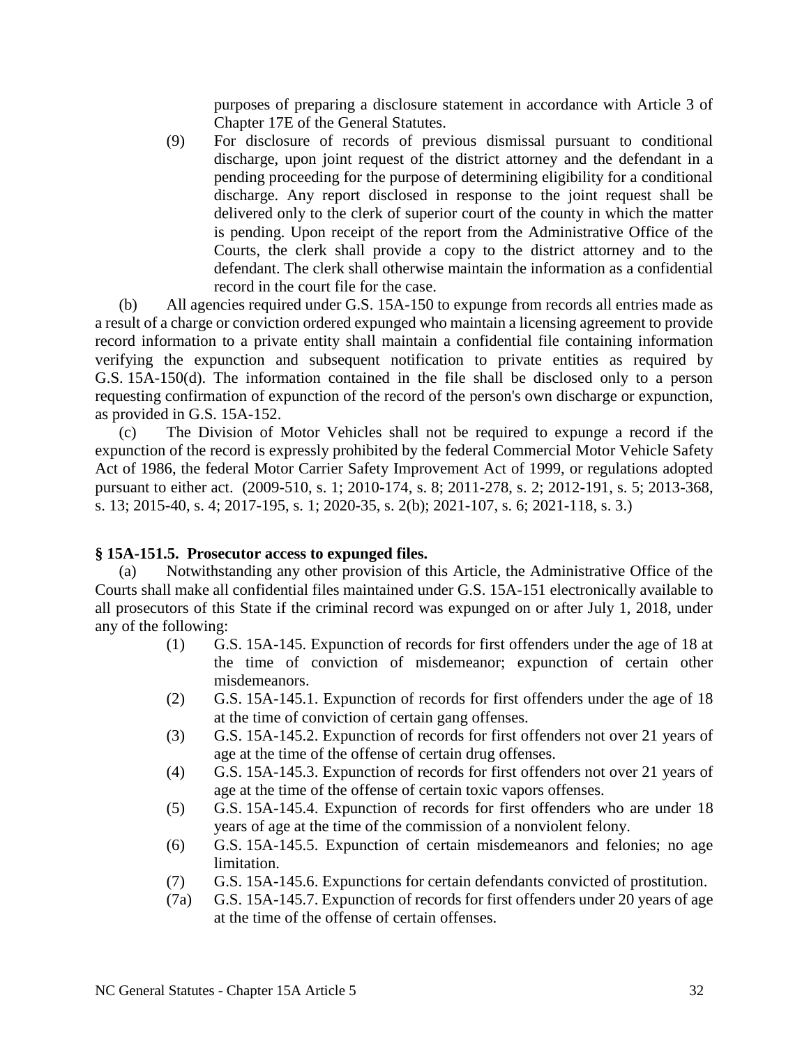purposes of preparing a disclosure statement in accordance with Article 3 of Chapter 17E of the General Statutes.

(9) For disclosure of records of previous dismissal pursuant to conditional discharge, upon joint request of the district attorney and the defendant in a pending proceeding for the purpose of determining eligibility for a conditional discharge. Any report disclosed in response to the joint request shall be delivered only to the clerk of superior court of the county in which the matter is pending. Upon receipt of the report from the Administrative Office of the Courts, the clerk shall provide a copy to the district attorney and to the defendant. The clerk shall otherwise maintain the information as a confidential record in the court file for the case.

(b) All agencies required under G.S. 15A-150 to expunge from records all entries made as a result of a charge or conviction ordered expunged who maintain a licensing agreement to provide record information to a private entity shall maintain a confidential file containing information verifying the expunction and subsequent notification to private entities as required by G.S. 15A-150(d). The information contained in the file shall be disclosed only to a person requesting confirmation of expunction of the record of the person's own discharge or expunction, as provided in G.S. 15A-152.

(c) The Division of Motor Vehicles shall not be required to expunge a record if the expunction of the record is expressly prohibited by the federal Commercial Motor Vehicle Safety Act of 1986, the federal Motor Carrier Safety Improvement Act of 1999, or regulations adopted pursuant to either act. (2009-510, s. 1; 2010-174, s. 8; 2011-278, s. 2; 2012-191, s. 5; 2013-368, s. 13; 2015-40, s. 4; 2017-195, s. 1; 2020-35, s. 2(b); 2021-107, s. 6; 2021-118, s. 3.)

**§ 15A-151.5. Prosecutor access to expunged files.**

(a) Notwithstanding any other provision of this Article, the Administrative Office of the Courts shall make all confidential files maintained under G.S. 15A-151 electronically available to all prosecutors of this State if the criminal record was expunged on or after July 1, 2018, under any of the following:

(1) G.S. 15A-145. Expunction of records for first offenders under the age of 18 at the time of conviction of misdemeanor; expunction of certain other misdemeanors.

(2) G.S. 15A-145.1. Expunction of records for first offenders under the age of 18 at the time of conviction of certain gang offenses.

(3) G.S. 15A-145.2. Expunction of records for first offenders not over 21 years of age at the time of the offense of certain drug offenses.

(4) G.S. 15A-145.3. Expunction of records for first offenders not over 21 years of age at the time of the offense of certain toxic vapors offenses.

(5) G.S. 15A-145.4. Expunction of records for first offenders who are under 18 years of age at the time of the commission of a nonviolent felony.

(6) G.S. 15A-145.5. Expunction of certain misdemeanors and felonies; no age limitation.

(7) G.S. 15A-145.6. Expunctions for certain defendants convicted of prostitution.

(7a) G.S. 15A-145.7. Expunction of records for first offenders under 20 years of age at the time of the offense of certain offenses.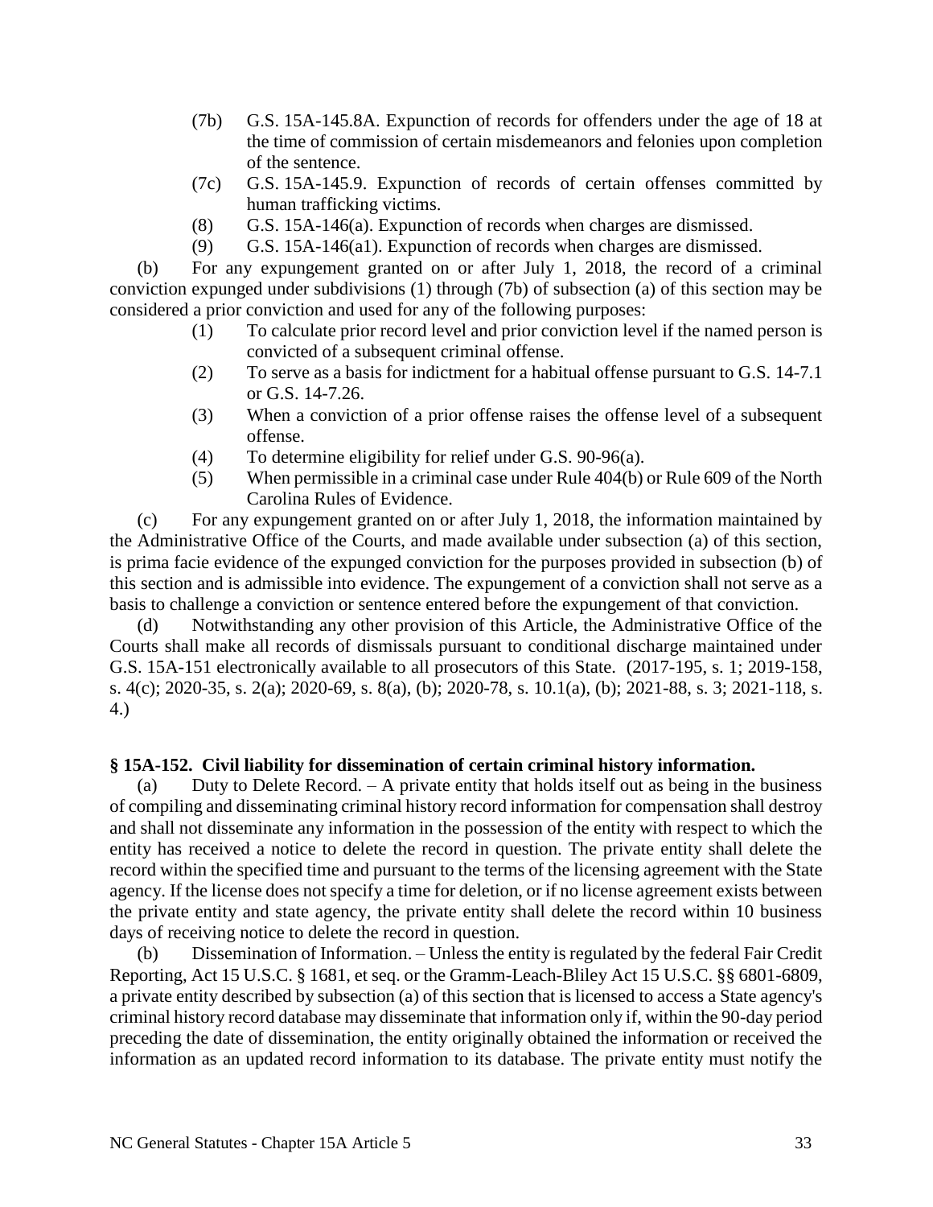(7b) G.S. 15A-145.8A. Expunction of records for offenders under the age of 18 at the time of commission of certain misdemeanors and felonies upon completion of the sentence.

(7c) G.S. 15A-145.9. Expunction of records of certain offenses committed by human trafficking victims.

(8) G.S. 15A-146(a). Expunction of records when charges are dismissed.

(9) G.S. 15A-146(a1). Expunction of records when charges are dismissed.

(b) For any expungement granted on or after July 1, 2018, the record of a criminal conviction expunged under subdivisions (1) through (7b) of subsection (a) of this section may be considered a prior conviction and used for any of the following purposes:

(1) To calculate prior record level and prior conviction level if the named person is convicted of a subsequent criminal offense.

(2) To serve as a basis for indictment for a habitual offense pursuant to G.S. 14-7.1 or G.S. 14-7.26.

(3) When a conviction of a prior offense raises the offense level of a subsequent offense.

(4) To determine eligibility for relief under G.S. 90-96(a).

(5) When permissible in a criminal case under Rule 404(b) or Rule 609 of the North Carolina Rules of Evidence.

(c) For any expungement granted on or after July 1, 2018, the information maintained by the Administrative Office of the Courts, and made available under subsection (a) of this section, is prima facie evidence of the expunged conviction for the purposes provided in subsection (b) of this section and is admissible into evidence. The expungement of a conviction shall not serve as a basis to challenge a conviction or sentence entered before the expungement of that conviction.

(d) Notwithstanding any other provision of this Article, the Administrative Office of the Courts shall make all records of dismissals pursuant to conditional discharge maintained under G.S. 15A-151 electronically available to all prosecutors of this State. (2017-195, s. 1; 2019-158, s. 4(c); 2020-35, s. 2(a); 2020-69, s. 8(a), (b); 2020-78, s. 10.1(a), (b); 2021-88, s. 3; 2021-118, s. 4.)

**§ 15A-152. Civil liability for dissemination of certain criminal history information.**

(a) Duty to Delete Record. – A private entity that holds itself out as being in the business of compiling and disseminating criminal history record information for compensation shall destroy and shall not disseminate any information in the possession of the entity with respect to which the entity has received a notice to delete the record in question. The private entity shall delete the record within the specified time and pursuant to the terms of the licensing agreement with the State agency. If the license does not specify a time for deletion, or if no license agreement exists between the private entity and state agency, the private entity shall delete the record within 10 business days of receiving notice to delete the record in question.

(b) Dissemination of Information. – Unless the entity is regulated by the federal Fair Credit Reporting, Act 15 U.S.C. § 1681, et seq. or the Gramm-Leach-Bliley Act 15 U.S.C. §§ 6801-6809, a private entity described by subsection (a) of this section that is licensed to access a State agency's criminal history record database may disseminate that information only if, within the 90-day period preceding the date of dissemination, the entity originally obtained the information or received the information as an updated record information to its database. The private entity must notify the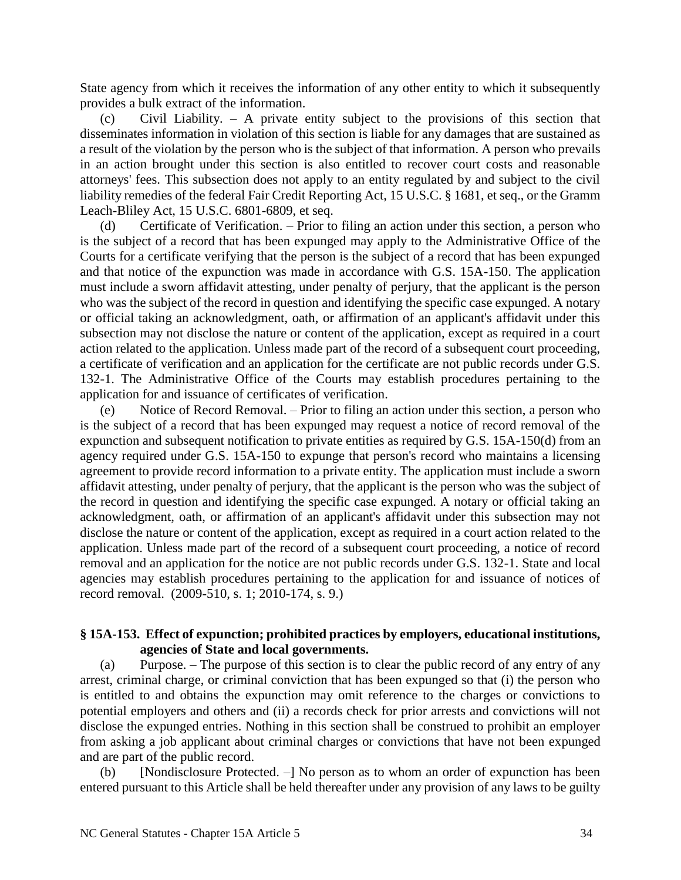State agency from which it receives the information of any other entity to which it subsequently provides a bulk extract of the information.

(c) Civil Liability. – A private entity subject to the provisions of this section that disseminates information in violation of this section is liable for any damages that are sustained as a result of the violation by the person who is the subject of that information. A person who prevails in an action brought under this section is also entitled to recover court costs and reasonable attorneys' fees. This subsection does not apply to an entity regulated by and subject to the civil liability remedies of the federal Fair Credit Reporting Act, 15 U.S.C. § 1681, et seq., or the Gramm Leach-Bliley Act, 15 U.S.C. 6801-6809, et seq.

(d) Certificate of Verification. – Prior to filing an action under this section, a person who is the subject of a record that has been expunged may apply to the Administrative Office of the Courts for a certificate verifying that the person is the subject of a record that has been expunged and that notice of the expunction was made in accordance with G.S. 15A-150. The application must include a sworn affidavit attesting, under penalty of perjury, that the applicant is the person who was the subject of the record in question and identifying the specific case expunged. A notary or official taking an acknowledgment, oath, or affirmation of an applicant's affidavit under this subsection may not disclose the nature or content of the application, except as required in a court action related to the application. Unless made part of the record of a subsequent court proceeding, a certificate of verification and an application for the certificate are not public records under G.S. 132-1. The Administrative Office of the Courts may establish procedures pertaining to the application for and issuance of certificates of verification.

(e) Notice of Record Removal. – Prior to filing an action under this section, a person who is the subject of a record that has been expunged may request a notice of record removal of the expunction and subsequent notification to private entities as required by G.S. 15A-150(d) from an agency required under G.S. 15A-150 to expunge that person's record who maintains a licensing agreement to provide record information to a private entity. The application must include a sworn affidavit attesting, under penalty of perjury, that the applicant is the person who was the subject of the record in question and identifying the specific case expunged. A notary or official taking an acknowledgment, oath, or affirmation of an applicant's affidavit under this subsection may not disclose the nature or content of the application, except as required in a court action related to the application. Unless made part of the record of a subsequent court proceeding, a notice of record removal and an application for the notice are not public records under G.S. 132-1. State and local agencies may establish procedures pertaining to the application for and issuance of notices of record removal. (2009-510, s. 1; 2010-174, s. 9.)

### § 15A-153. Effect of expunction; prohibited practices by employers, educational institutions, agencies of State and local governments.

(a) Purpose. – The purpose of this section is to clear the public record of any entry of any arrest, criminal charge, or criminal conviction that has been expunged so that (i) the person who is entitled to and obtains the expunction may omit reference to the charges or convictions to potential employers and others and (ii) a records check for prior arrests and convictions will not disclose the expunged entries. Nothing in this section shall be construed to prohibit an employer from asking a job applicant about criminal charges or convictions that have not been expunged and are part of the public record.

(b) [Nondisclosure Protected. –] No person as to whom an order of expunction has been entered pursuant to this Article shall be held thereafter under any provision of any laws to be guilty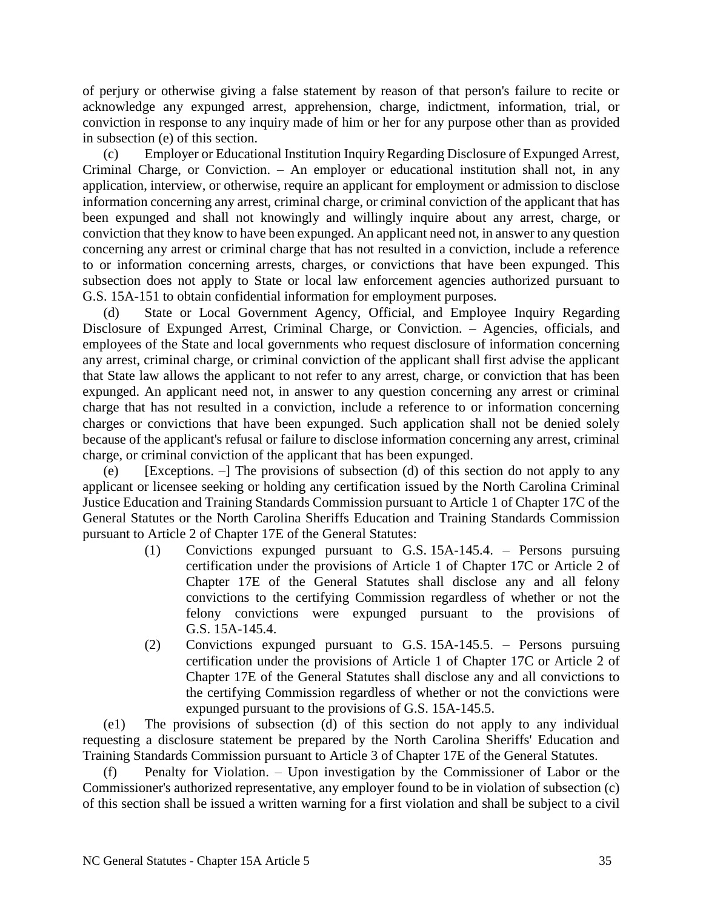of perjury or otherwise giving a false statement by reason of that person's failure to recite or acknowledge any expunged arrest, apprehension, charge, indictment, information, trial, or conviction in response to any inquiry made of him or her for any purpose other than as provided in subsection (e) of this section.

(c) Employer or Educational Institution Inquiry Regarding Disclosure of Expunged Arrest, Criminal Charge, or Conviction. – An employer or educational institution shall not, in any application, interview, or otherwise, require an applicant for employment or admission to disclose information concerning any arrest, criminal charge, or criminal conviction of the applicant that has been expunged and shall not knowingly and willingly inquire about any arrest, charge, or conviction that they know to have been expunged. An applicant need not, in answer to any question concerning any arrest or criminal charge that has not resulted in a conviction, include a reference to or information concerning arrests, charges, or convictions that have been expunged. This subsection does not apply to State or local law enforcement agencies authorized pursuant to G.S. 15A-151 to obtain confidential information for employment purposes.

(d) State or Local Government Agency, Official, and Employee Inquiry Regarding Disclosure of Expunged Arrest, Criminal Charge, or Conviction. – Agencies, officials, and employees of the State and local governments who request disclosure of information concerning any arrest, criminal charge, or criminal conviction of the applicant shall first advise the applicant that State law allows the applicant to not refer to any arrest, charge, or conviction that has been expunged. An applicant need not, in answer to any question concerning any arrest or criminal charge that has not resulted in a conviction, include a reference to or information concerning charges or convictions that have been expunged. Such application shall not be denied solely because of the applicant's refusal or failure to disclose information concerning any arrest, criminal charge, or criminal conviction of the applicant that has been expunged.

(e) [Exceptions. –] The provisions of subsection (d) of this section do not apply to any applicant or licensee seeking or holding any certification issued by the North Carolina Criminal Justice Education and Training Standards Commission pursuant to Article 1 of Chapter 17C of the General Statutes or the North Carolina Sheriffs Education and Training Standards Commission pursuant to Article 2 of Chapter 17E of the General Statutes:

(1) Convictions expunged pursuant to G.S. 15A-145.4. – Persons pursuing certification under the provisions of Article 1 of Chapter 17C or Article 2 of Chapter 17E of the General Statutes shall disclose any and all felony convictions to the certifying Commission regardless of whether or not the felony convictions were expunged pursuant to the provisions of G.S. 15A-145.4.

(2) Convictions expunged pursuant to G.S. 15A-145.5. – Persons pursuing certification under the provisions of Article 1 of Chapter 17C or Article 2 of Chapter 17E of the General Statutes shall disclose any and all convictions to the certifying Commission regardless of whether or not the convictions were expunged pursuant to the provisions of G.S. 15A-145.5.

(e1) The provisions of subsection (d) of this section do not apply to any individual requesting a disclosure statement be prepared by the North Carolina Sheriffs' Education and Training Standards Commission pursuant to Article 3 of Chapter 17E of the General Statutes.

(f) Penalty for Violation. – Upon investigation by the Commissioner of Labor or the Commissioner's authorized representative, any employer found to be in violation of subsection (c) of this section shall be issued a written warning for a first violation and shall be subject to a civil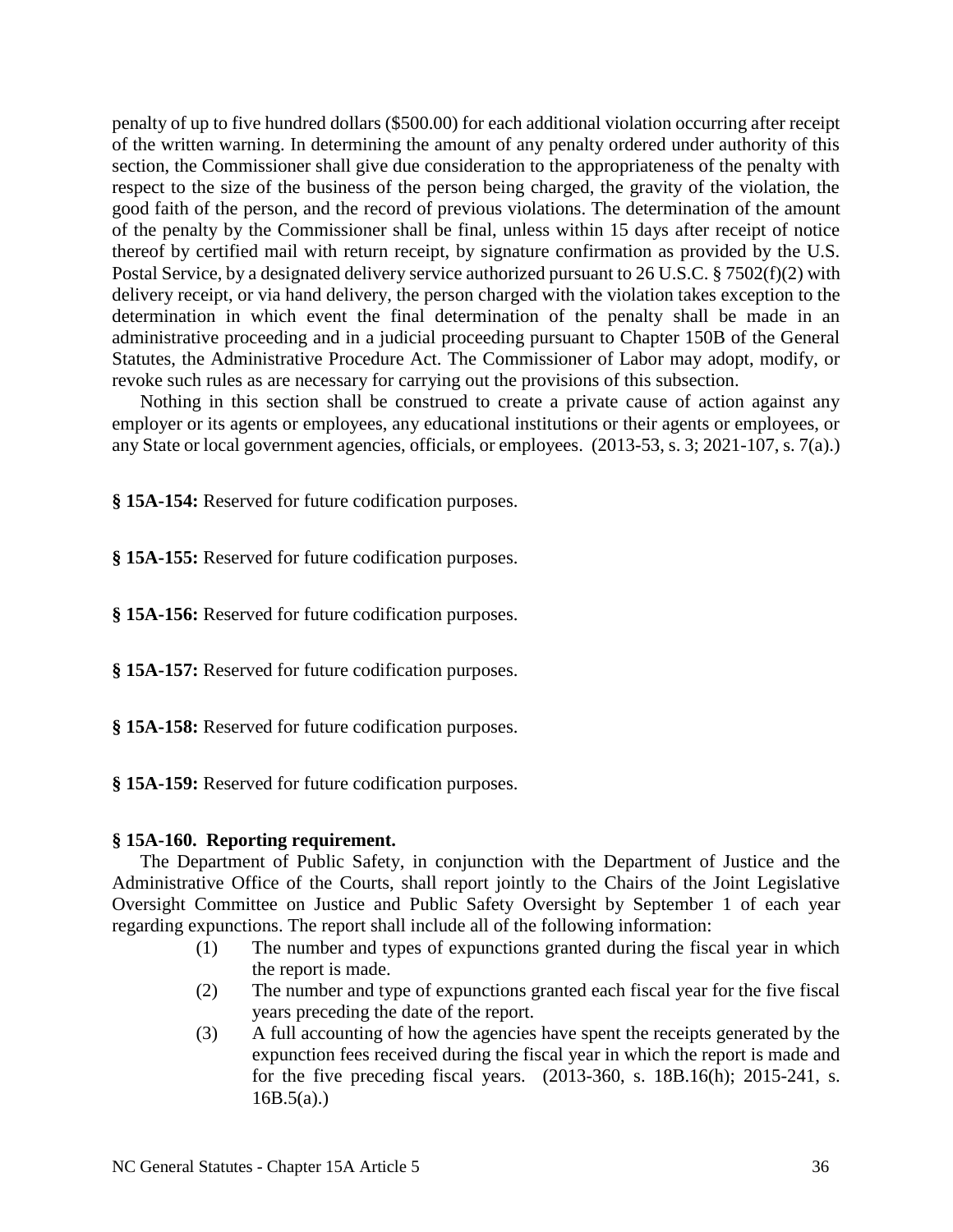penalty of up to five hundred dollars ($500.00) for each additional violation occurring after receipt of the written warning. In determining the amount of any penalty ordered under authority of this section, the Commissioner shall give due consideration to the appropriateness of the penalty with respect to the size of the business of the person being charged, the gravity of the violation, the good faith of the person, and the record of previous violations. The determination of the amount of the penalty by the Commissioner shall be final, unless within 15 days after receipt of notice thereof by certified mail with return receipt, by signature confirmation as provided by the U.S. Postal Service, by a designated delivery service authorized pursuant to 26 U.S.C. § 7502(f)(2) with delivery receipt, or via hand delivery, the person charged with the violation takes exception to the determination in which event the final determination of the penalty shall be made in an administrative proceeding and in a judicial proceeding pursuant to Chapter 150B of the General Statutes, the Administrative Procedure Act. The Commissioner of Labor may adopt, modify, or revoke such rules as are necessary for carrying out the provisions of this subsection.

Nothing in this section shall be construed to create a private cause of action against any employer or its agents or employees, any educational institutions or their agents or employees, or any State or local government agencies, officials, or employees. (2013-53, s. 3; 2021-107, s. 7(a).)

**§ 15A-154:** Reserved for future codification purposes.

**§ 15A-155:** Reserved for future codification purposes.

**§ 15A-156:** Reserved for future codification purposes.

**§ 15A-157:** Reserved for future codification purposes.

**§ 15A-158:** Reserved for future codification purposes.

**§ 15A-159:** Reserved for future codification purposes.

**§ 15A-160. Reporting requirement.**

The Department of Public Safety, in conjunction with the Department of Justice and the Administrative Office of the Courts, shall report jointly to the Chairs of the Joint Legislative Oversight Committee on Justice and Public Safety Oversight by September 1 of each year regarding expunctions. The report shall include all of the following information:

(1) The number and types of expunctions granted during the fiscal year in which the report is made.

(2) The number and type of expunctions granted each fiscal year for the five fiscal years preceding the date of the report.

(3) A full accounting of how the agencies have spent the receipts generated by the expunction fees received during the fiscal year in which the report is made and for the five preceding fiscal years. (2013-360, s. 18B.16(h); 2015-241, s. 16B.5(a).)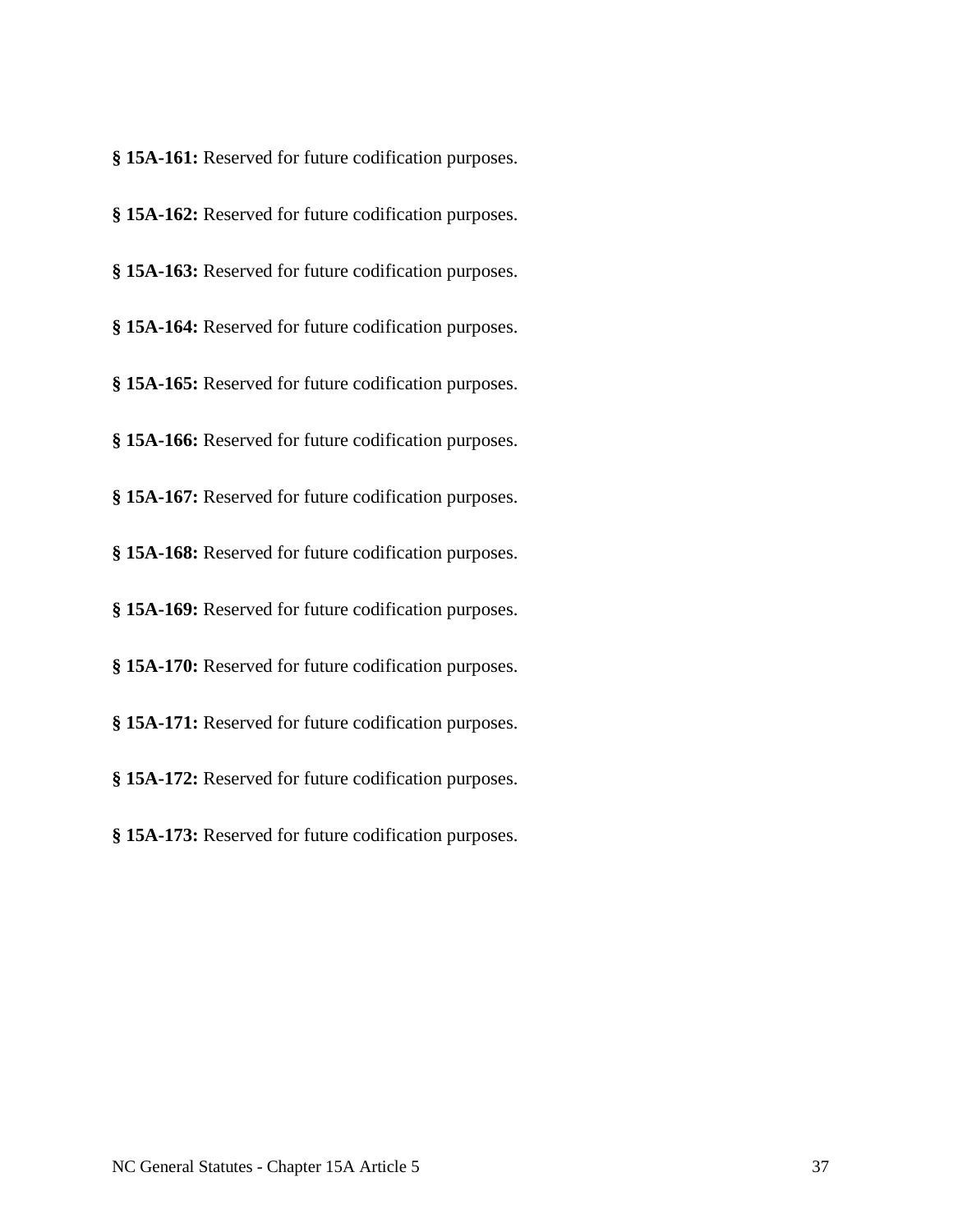**§ 15A-161:** Reserved for future codification purposes.

**§ 15A-162:** Reserved for future codification purposes.

**§ 15A-163:** Reserved for future codification purposes.

**§ 15A-164:** Reserved for future codification purposes.

**§ 15A-165:** Reserved for future codification purposes.

**§ 15A-166:** Reserved for future codification purposes.

**§ 15A-167:** Reserved for future codification purposes.

**§ 15A-168:** Reserved for future codification purposes.

**§ 15A-169:** Reserved for future codification purposes.

**§ 15A-170:** Reserved for future codification purposes.

**§ 15A-171:** Reserved for future codification purposes.

**§ 15A-172:** Reserved for future codification purposes.

**§ 15A-173:** Reserved for future codification purposes.